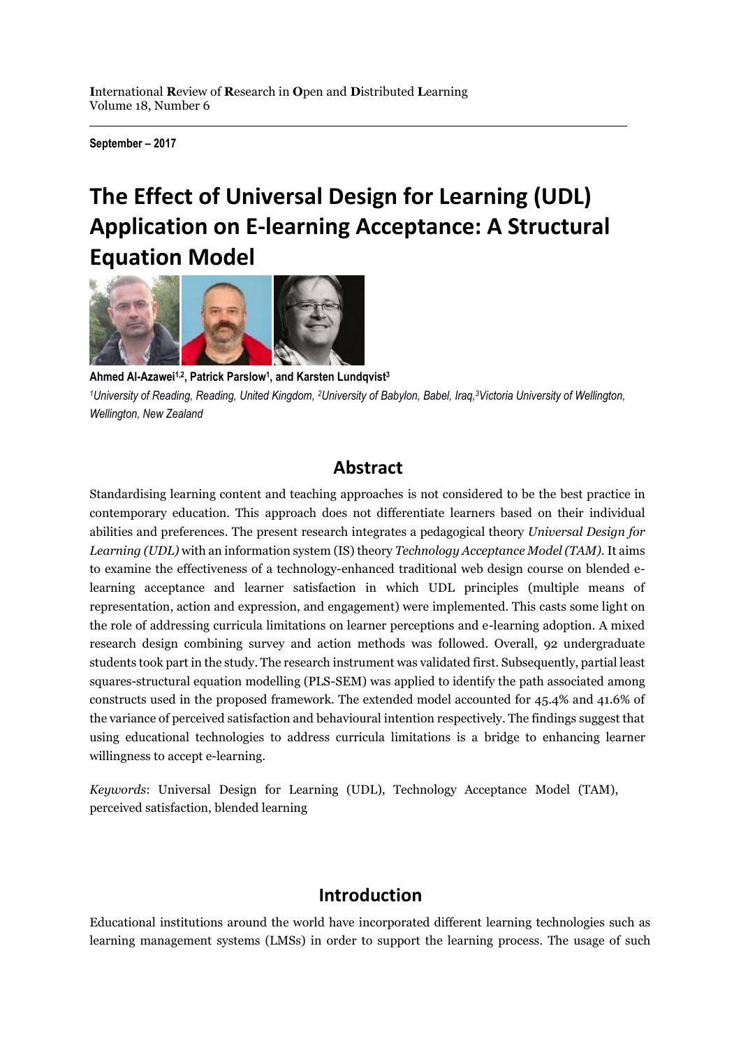**September – 2017**

# The Effect of Universal Design for Learning (UDL) Application on E-learning Acceptance: A Structural Equation Model

**Ahmed Al-Azawei[1,2], Patrick Parslow[1], and Karsten Lundqvist[3]**

*[1]University of Reading, Reading, United Kingdom, [2]University of Babylon, Babel, Iraq,[3]Victoria University of Wellington, Wellington, New Zealand*

## Abstract

Standardising learning content and teaching approaches is not considered to be the best practice in contemporary education. This approach does not differentiate learners based on their individual abilities and preferences. The present research integrates a pedagogical theory *Universal Design for Learning (UDL)* with an information system (IS) theory *Technology Acceptance Model (TAM)*. It aims to examine the effectiveness of a technology-enhanced traditional web design course on blended e-learning acceptance and learner satisfaction in which UDL principles (multiple means of representation, action and expression, and engagement) were implemented. This casts some light on the role of addressing curricula limitations on learner perceptions and e-learning adoption. A mixed research design combining survey and action methods was followed. Overall, 92 undergraduate students took part in the study. The research instrument was validated first. Subsequently, partial least squares-structural equation modelling (PLS-SEM) was applied to identify the path associated among constructs used in the proposed framework. The extended model accounted for 45.4% and 41.6% of the variance of perceived satisfaction and behavioural intention respectively. The findings suggest that using educational technologies to address curricula limitations is a bridge to enhancing learner willingness to accept e-learning.

*Keywords*: Universal Design for Learning (UDL), Technology Acceptance Model (TAM), perceived satisfaction, blended learning

## Introduction

Educational institutions around the world have incorporated different learning technologies such as learning management systems (LMSs) in order to support the learning process. The usage of such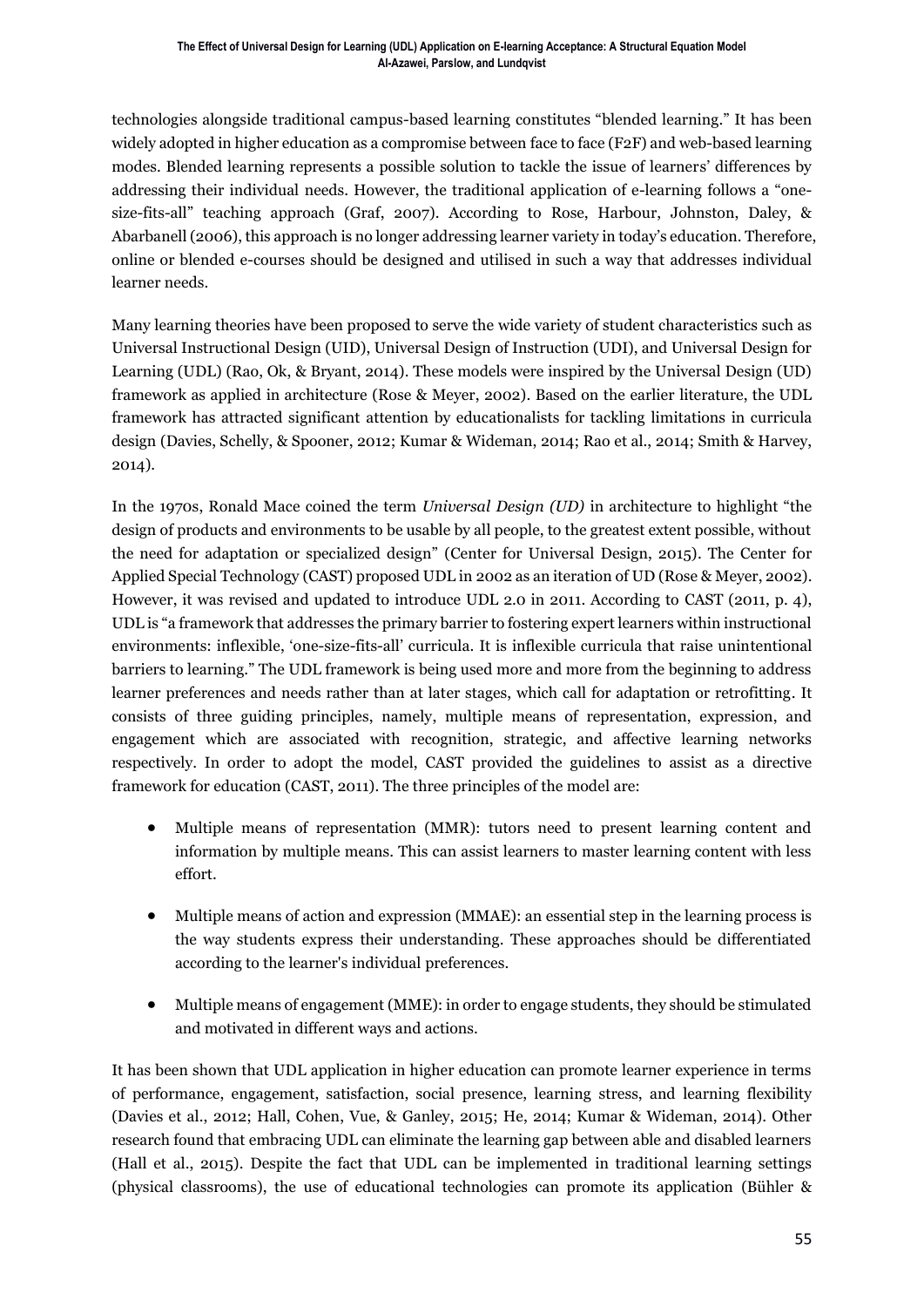technologies alongside traditional campus-based learning constitutes "blended learning." It has been widely adopted in higher education as a compromise between face to face (F2F) and web-based learning modes. Blended learning represents a possible solution to tackle the issue of learners' differences by addressing their individual needs. However, the traditional application of e-learning follows a "one-size-fits-all" teaching approach (Graf, 2007). According to Rose, Harbour, Johnston, Daley, & Abarbanell (2006), this approach is no longer addressing learner variety in today's education. Therefore, online or blended e-courses should be designed and utilised in such a way that addresses individual learner needs.

Many learning theories have been proposed to serve the wide variety of student characteristics such as Universal Instructional Design (UID), Universal Design of Instruction (UDI), and Universal Design for Learning (UDL) (Rao, Ok, & Bryant, 2014). These models were inspired by the Universal Design (UD) framework as applied in architecture (Rose & Meyer, 2002). Based on the earlier literature, the UDL framework has attracted significant attention by educationalists for tackling limitations in curricula design (Davies, Schelly, & Spooner, 2012; Kumar & Wideman, 2014; Rao et al., 2014; Smith & Harvey, 2014).

In the 1970s, Ronald Mace coined the term *Universal Design (UD)* in architecture to highlight "the design of products and environments to be usable by all people, to the greatest extent possible, without the need for adaptation or specialized design" (Center for Universal Design, 2015). The Center for Applied Special Technology (CAST) proposed UDL in 2002 as an iteration of UD (Rose & Meyer, 2002). However, it was revised and updated to introduce UDL 2.0 in 2011. According to CAST (2011, p. 4), UDL is "a framework that addresses the primary barrier to fostering expert learners within instructional environments: inflexible, 'one-size-fits-all' curricula. It is inflexible curricula that raise unintentional barriers to learning." The UDL framework is being used more and more from the beginning to address learner preferences and needs rather than at later stages, which call for adaptation or retrofitting. It consists of three guiding principles, namely, multiple means of representation, expression, and engagement which are associated with recognition, strategic, and affective learning networks respectively. In order to adopt the model, CAST provided the guidelines to assist as a directive framework for education (CAST, 2011). The three principles of the model are:

- Multiple means of representation (MMR): tutors need to present learning content and information by multiple means. This can assist learners to master learning content with less effort.
- Multiple means of action and expression (MMAE): an essential step in the learning process is the way students express their understanding. These approaches should be differentiated according to the learner's individual preferences.
- Multiple means of engagement (MME): in order to engage students, they should be stimulated and motivated in different ways and actions.

It has been shown that UDL application in higher education can promote learner experience in terms of performance, engagement, satisfaction, social presence, learning stress, and learning flexibility (Davies et al., 2012; Hall, Cohen, Vue, & Ganley, 2015; He, 2014; Kumar & Wideman, 2014). Other research found that embracing UDL can eliminate the learning gap between able and disabled learners (Hall et al., 2015). Despite the fact that UDL can be implemented in traditional learning settings (physical classrooms), the use of educational technologies can promote its application (Bühler &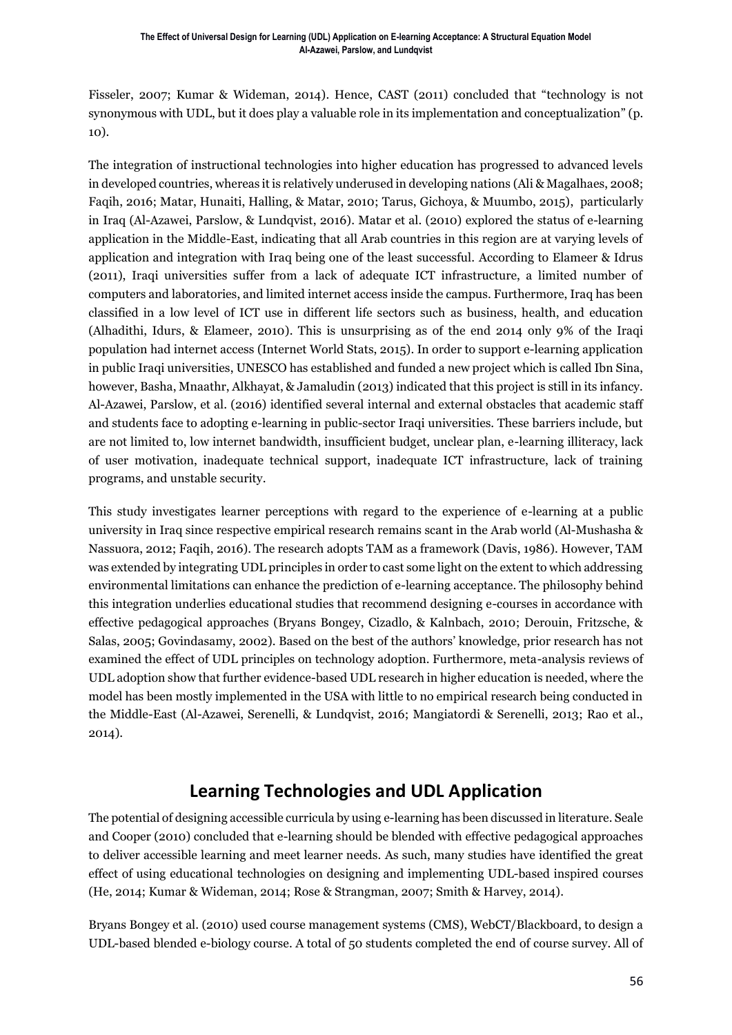Fisseler, 2007; Kumar & Wideman, 2014). Hence, CAST (2011) concluded that "technology is not synonymous with UDL, but it does play a valuable role in its implementation and conceptualization" (p. 10).

The integration of instructional technologies into higher education has progressed to advanced levels in developed countries, whereas it is relatively underused in developing nations (Ali & Magalhaes, 2008; Faqih, 2016; Matar, Hunaiti, Halling, & Matar, 2010; Tarus, Gichoya, & Muumbo, 2015), particularly in Iraq (Al-Azawei, Parslow, & Lundqvist, 2016). Matar et al. (2010) explored the status of e-learning application in the Middle-East, indicating that all Arab countries in this region are at varying levels of application and integration with Iraq being one of the least successful. According to Elameer & Idrus (2011), Iraqi universities suffer from a lack of adequate ICT infrastructure, a limited number of computers and laboratories, and limited internet access inside the campus. Furthermore, Iraq has been classified in a low level of ICT use in different life sectors such as business, health, and education (Alhadithi, Idurs, & Elameer, 2010). This is unsurprising as of the end 2014 only 9% of the Iraqi population had internet access (Internet World Stats, 2015). In order to support e-learning application in public Iraqi universities, UNESCO has established and funded a new project which is called Ibn Sina, however, Basha, Mnaathr, Alkhayat, & Jamaludin (2013) indicated that this project is still in its infancy. Al-Azawei, Parslow, et al. (2016) identified several internal and external obstacles that academic staff and students face to adopting e-learning in public-sector Iraqi universities. These barriers include, but are not limited to, low internet bandwidth, insufficient budget, unclear plan, e-learning illiteracy, lack of user motivation, inadequate technical support, inadequate ICT infrastructure, lack of training programs, and unstable security.

This study investigates learner perceptions with regard to the experience of e-learning at a public university in Iraq since respective empirical research remains scant in the Arab world (Al-Mushasha & Nassuora, 2012; Faqih, 2016). The research adopts TAM as a framework (Davis, 1986). However, TAM was extended by integrating UDL principles in order to cast some light on the extent to which addressing environmental limitations can enhance the prediction of e-learning acceptance. The philosophy behind this integration underlies educational studies that recommend designing e-courses in accordance with effective pedagogical approaches (Bryans Bongey, Cizadlo, & Kalnbach, 2010; Derouin, Fritzsche, & Salas, 2005; Govindasamy, 2002). Based on the best of the authors' knowledge, prior research has not examined the effect of UDL principles on technology adoption. Furthermore, meta-analysis reviews of UDL adoption show that further evidence-based UDL research in higher education is needed, where the model has been mostly implemented in the USA with little to no empirical research being conducted in the Middle-East (Al-Azawei, Serenelli, & Lundqvist, 2016; Mangiatordi & Serenelli, 2013; Rao et al., 2014).

## Learning Technologies and UDL Application

The potential of designing accessible curricula by using e-learning has been discussed in literature. Seale and Cooper (2010) concluded that e-learning should be blended with effective pedagogical approaches to deliver accessible learning and meet learner needs. As such, many studies have identified the great effect of using educational technologies on designing and implementing UDL-based inspired courses (He, 2014; Kumar & Wideman, 2014; Rose & Strangman, 2007; Smith & Harvey, 2014).

Bryans Bongey et al. (2010) used course management systems (CMS), WebCT/Blackboard, to design a UDL-based blended e-biology course. A total of 50 students completed the end of course survey. All of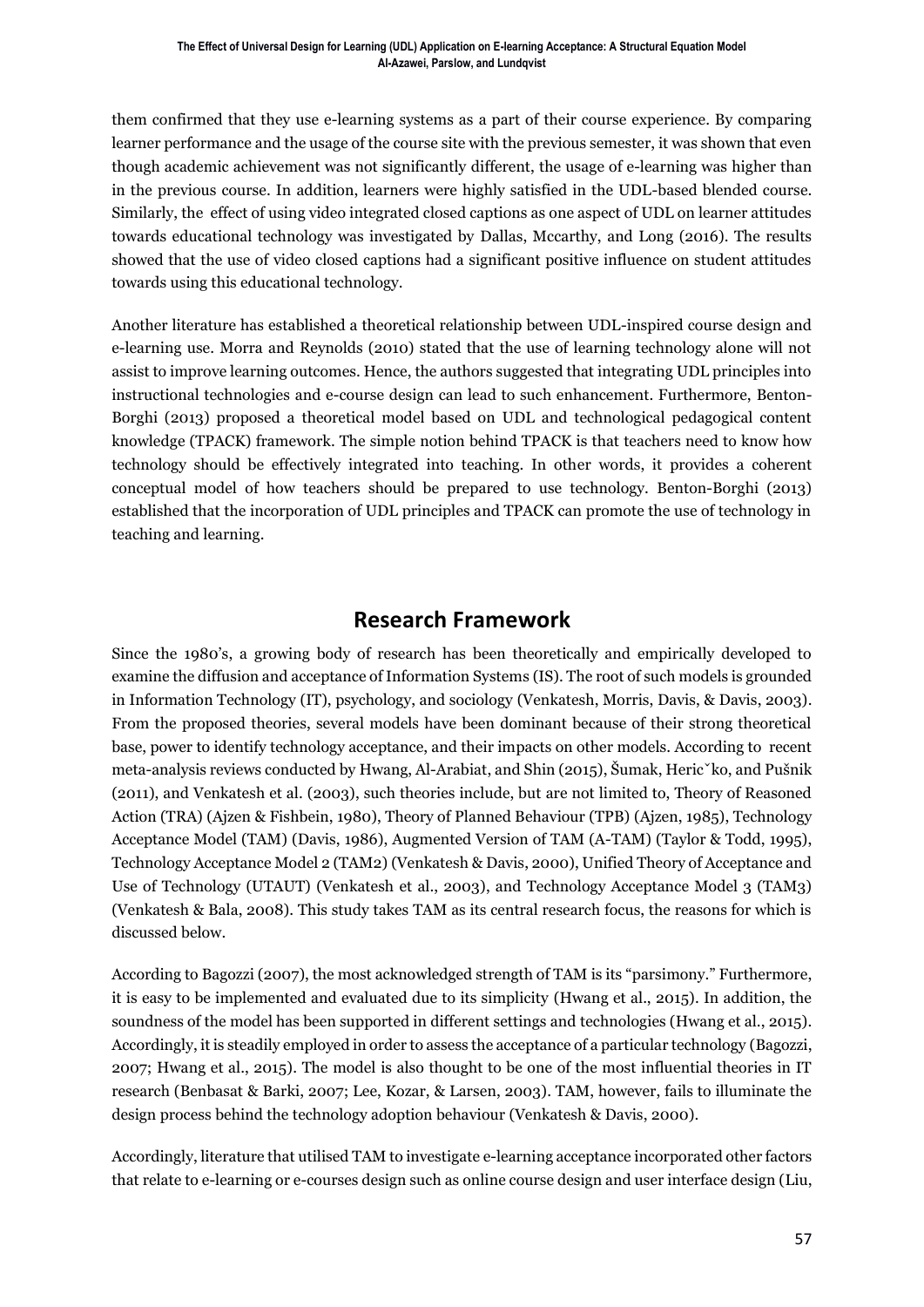them confirmed that they use e-learning systems as a part of their course experience. By comparing learner performance and the usage of the course site with the previous semester, it was shown that even though academic achievement was not significantly different, the usage of e-learning was higher than in the previous course. In addition, learners were highly satisfied in the UDL-based blended course. Similarly, the effect of using video integrated closed captions as one aspect of UDL on learner attitudes towards educational technology was investigated by Dallas, Mccarthy, and Long (2016). The results showed that the use of video closed captions had a significant positive influence on student attitudes towards using this educational technology.

Another literature has established a theoretical relationship between UDL-inspired course design and e-learning use. Morra and Reynolds (2010) stated that the use of learning technology alone will not assist to improve learning outcomes. Hence, the authors suggested that integrating UDL principles into instructional technologies and e-course design can lead to such enhancement. Furthermore, Benton-Borghi (2013) proposed a theoretical model based on UDL and technological pedagogical content knowledge (TPACK) framework. The simple notion behind TPACK is that teachers need to know how technology should be effectively integrated into teaching. In other words, it provides a coherent conceptual model of how teachers should be prepared to use technology. Benton-Borghi (2013) established that the incorporation of UDL principles and TPACK can promote the use of technology in teaching and learning.

## Research Framework

Since the 1980's, a growing body of research has been theoretically and empirically developed to examine the diffusion and acceptance of Information Systems (IS). The root of such models is grounded in Information Technology (IT), psychology, and sociology (Venkatesh, Morris, Davis, & Davis, 2003). From the proposed theories, several models have been dominant because of their strong theoretical base, power to identify technology acceptance, and their impacts on other models. According to recent meta-analysis reviews conducted by Hwang, Al-Arabiat, and Shin (2015), Šumak, Hericˇko, and Pušnik (2011), and Venkatesh et al. (2003), such theories include, but are not limited to, Theory of Reasoned Action (TRA) (Ajzen & Fishbein, 1980), Theory of Planned Behaviour (TPB) (Ajzen, 1985), Technology Acceptance Model (TAM) (Davis, 1986), Augmented Version of TAM (A-TAM) (Taylor & Todd, 1995), Technology Acceptance Model 2 (TAM2) (Venkatesh & Davis, 2000), Unified Theory of Acceptance and Use of Technology (UTAUT) (Venkatesh et al., 2003), and Technology Acceptance Model 3 (TAM3) (Venkatesh & Bala, 2008). This study takes TAM as its central research focus, the reasons for which is discussed below.

According to Bagozzi (2007), the most acknowledged strength of TAM is its "parsimony." Furthermore, it is easy to be implemented and evaluated due to its simplicity (Hwang et al., 2015). In addition, the soundness of the model has been supported in different settings and technologies (Hwang et al., 2015). Accordingly, it is steadily employed in order to assess the acceptance of a particular technology (Bagozzi, 2007; Hwang et al., 2015). The model is also thought to be one of the most influential theories in IT research (Benbasat & Barki, 2007; Lee, Kozar, & Larsen, 2003). TAM, however, fails to illuminate the design process behind the technology adoption behaviour (Venkatesh & Davis, 2000).

Accordingly, literature that utilised TAM to investigate e-learning acceptance incorporated other factors that relate to e-learning or e-courses design such as online course design and user interface design (Liu,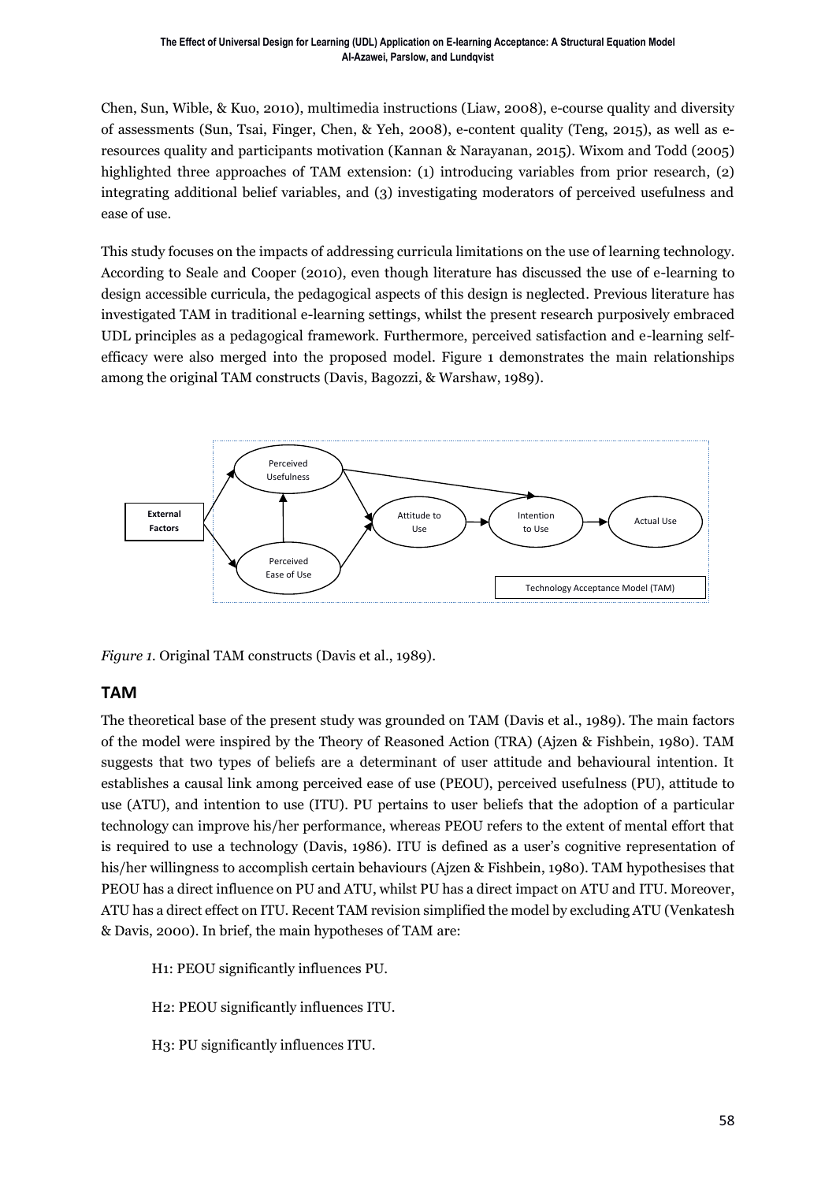Chen, Sun, Wible, & Kuo, 2010), multimedia instructions (Liaw, 2008), e-course quality and diversity of assessments (Sun, Tsai, Finger, Chen, & Yeh, 2008), e-content quality (Teng, 2015), as well as e-resources quality and participants motivation (Kannan & Narayanan, 2015). Wixom and Todd (2005) highlighted three approaches of TAM extension: (1) introducing variables from prior research, (2) integrating additional belief variables, and (3) investigating moderators of perceived usefulness and ease of use.

This study focuses on the impacts of addressing curricula limitations on the use of learning technology. According to Seale and Cooper (2010), even though literature has discussed the use of e-learning to design accessible curricula, the pedagogical aspects of this design is neglected. Previous literature has investigated TAM in traditional e-learning settings, whilst the present research purposively embraced UDL principles as a pedagogical framework. Furthermore, perceived satisfaction and e-learning self-efficacy were also merged into the proposed model. Figure 1 demonstrates the main relationships among the original TAM constructs (Davis, Bagozzi, & Warshaw, 1989).

*Figure 1.* Original TAM constructs (Davis et al., 1989).

## TAM

The theoretical base of the present study was grounded on TAM (Davis et al., 1989). The main factors of the model were inspired by the Theory of Reasoned Action (TRA) (Ajzen & Fishbein, 1980). TAM suggests that two types of beliefs are a determinant of user attitude and behavioural intention. It establishes a causal link among perceived ease of use (PEOU), perceived usefulness (PU), attitude to use (ATU), and intention to use (ITU). PU pertains to user beliefs that the adoption of a particular technology can improve his/her performance, whereas PEOU refers to the extent of mental effort that is required to use a technology (Davis, 1986). ITU is defined as a user's cognitive representation of his/her willingness to accomplish certain behaviours (Ajzen & Fishbein, 1980). TAM hypothesises that PEOU has a direct influence on PU and ATU, whilst PU has a direct impact on ATU and ITU. Moreover, ATU has a direct effect on ITU. Recent TAM revision simplified the model by excluding ATU (Venkatesh & Davis, 2000). In brief, the main hypotheses of TAM are:

H1: PEOU significantly influences PU.

H2: PEOU significantly influences ITU.

H3: PU significantly influences ITU.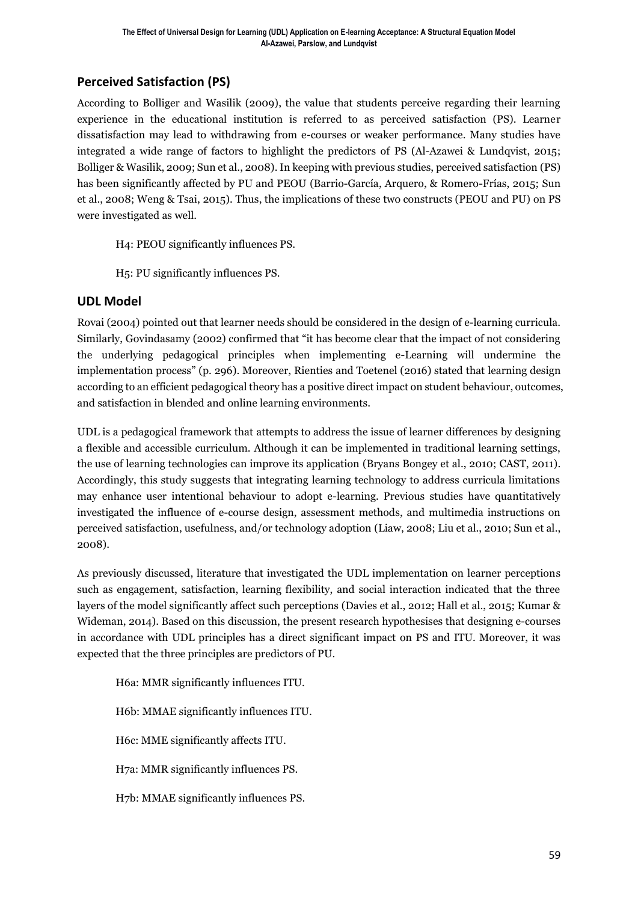## Perceived Satisfaction (PS)

According to Bolliger and Wasilik (2009), the value that students perceive regarding their learning experience in the educational institution is referred to as perceived satisfaction (PS). Learner dissatisfaction may lead to withdrawing from e-courses or weaker performance. Many studies have integrated a wide range of factors to highlight the predictors of PS (Al-Azawei & Lundqvist, 2015; Bolliger & Wasilik, 2009; Sun et al., 2008). In keeping with previous studies, perceived satisfaction (PS) has been significantly affected by PU and PEOU (Barrio-García, Arquero, & Romero-Frías, 2015; Sun et al., 2008; Weng & Tsai, 2015). Thus, the implications of these two constructs (PEOU and PU) on PS were investigated as well.

H4: PEOU significantly influences PS.

H5: PU significantly influences PS.

## UDL Model

Rovai (2004) pointed out that learner needs should be considered in the design of e-learning curricula. Similarly, Govindasamy (2002) confirmed that "it has become clear that the impact of not considering the underlying pedagogical principles when implementing e-Learning will undermine the implementation process" (p. 296). Moreover, Rienties and Toetenel (2016) stated that learning design according to an efficient pedagogical theory has a positive direct impact on student behaviour, outcomes, and satisfaction in blended and online learning environments.

UDL is a pedagogical framework that attempts to address the issue of learner differences by designing a flexible and accessible curriculum. Although it can be implemented in traditional learning settings, the use of learning technologies can improve its application (Bryans Bongey et al., 2010; CAST, 2011). Accordingly, this study suggests that integrating learning technology to address curricula limitations may enhance user intentional behaviour to adopt e-learning. Previous studies have quantitatively investigated the influence of e-course design, assessment methods, and multimedia instructions on perceived satisfaction, usefulness, and/or technology adoption (Liaw, 2008; Liu et al., 2010; Sun et al., 2008).

As previously discussed, literature that investigated the UDL implementation on learner perceptions such as engagement, satisfaction, learning flexibility, and social interaction indicated that the three layers of the model significantly affect such perceptions (Davies et al., 2012; Hall et al., 2015; Kumar & Wideman, 2014). Based on this discussion, the present research hypothesises that designing e-courses in accordance with UDL principles has a direct significant impact on PS and ITU. Moreover, it was expected that the three principles are predictors of PU.

H6a: MMR significantly influences ITU.

H6b: MMAE significantly influences ITU.

H6c: MME significantly affects ITU.

H7a: MMR significantly influences PS.

H7b: MMAE significantly influences PS.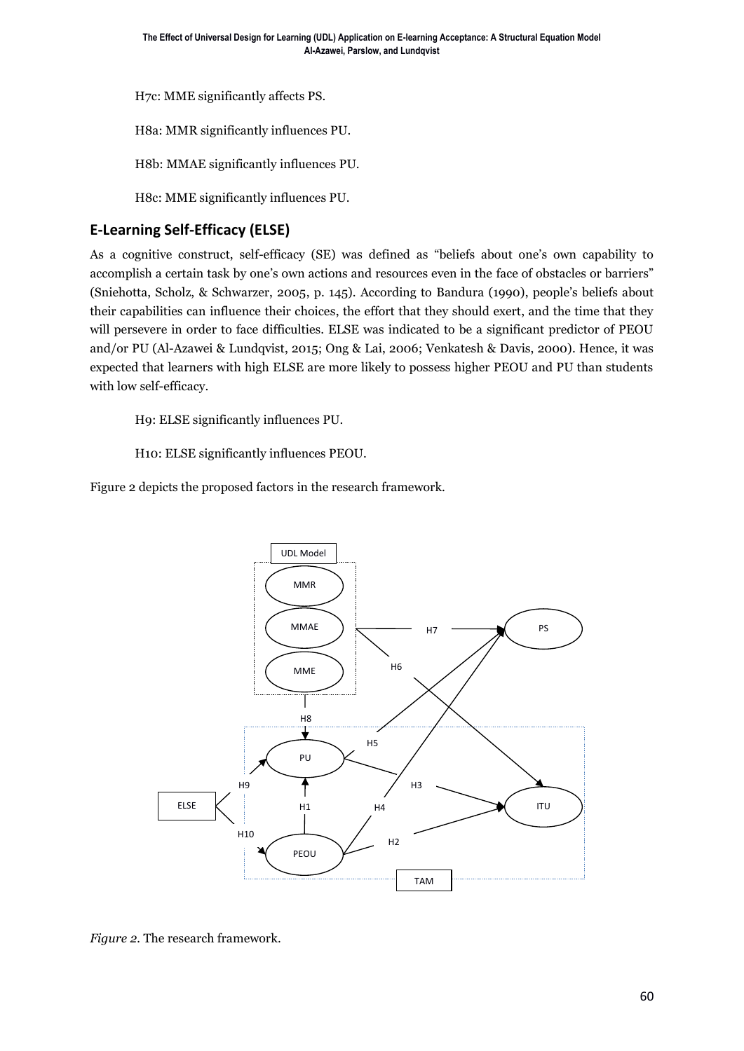H7c: MME significantly affects PS.

H8a: MMR significantly influences PU.

H8b: MMAE significantly influences PU.

H8c: MME significantly influences PU.

## E-Learning Self-Efficacy (ELSE)

As a cognitive construct, self-efficacy (SE) was defined as "beliefs about one's own capability to accomplish a certain task by one's own actions and resources even in the face of obstacles or barriers" (Sniehotta, Scholz, & Schwarzer, 2005, p. 145). According to Bandura (1990), people's beliefs about their capabilities can influence their choices, the effort that they should exert, and the time that they will persevere in order to face difficulties. ELSE was indicated to be a significant predictor of PEOU and/or PU (Al-Azawei & Lundqvist, 2015; Ong & Lai, 2006; Venkatesh & Davis, 2000). Hence, it was expected that learners with high ELSE are more likely to possess higher PEOU and PU than students with low self-efficacy.

H9: ELSE significantly influences PU.

H10: ELSE significantly influences PEOU.

Figure 2 depicts the proposed factors in the research framework.

*Figure 2.* The research framework.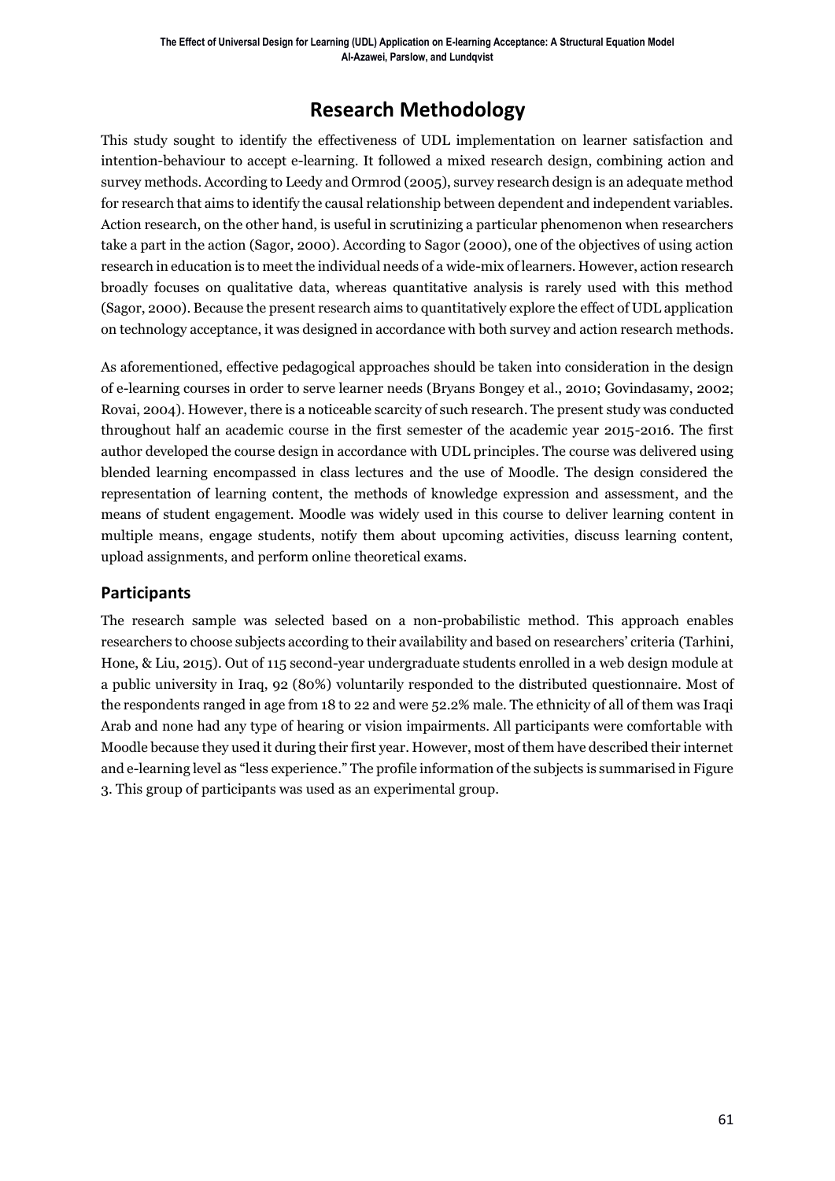# Research Methodology

This study sought to identify the effectiveness of UDL implementation on learner satisfaction and intention-behaviour to accept e-learning. It followed a mixed research design, combining action and survey methods. According to Leedy and Ormrod (2005), survey research design is an adequate method for research that aims to identify the causal relationship between dependent and independent variables. Action research, on the other hand, is useful in scrutinizing a particular phenomenon when researchers take a part in the action (Sagor, 2000). According to Sagor (2000), one of the objectives of using action research in education is to meet the individual needs of a wide-mix of learners. However, action research broadly focuses on qualitative data, whereas quantitative analysis is rarely used with this method (Sagor, 2000). Because the present research aims to quantitatively explore the effect of UDL application on technology acceptance, it was designed in accordance with both survey and action research methods.

As aforementioned, effective pedagogical approaches should be taken into consideration in the design of e-learning courses in order to serve learner needs (Bryans Bongey et al., 2010; Govindasamy, 2002; Rovai, 2004). However, there is a noticeable scarcity of such research. The present study was conducted throughout half an academic course in the first semester of the academic year 2015-2016. The first author developed the course design in accordance with UDL principles. The course was delivered using blended learning encompassed in class lectures and the use of Moodle. The design considered the representation of learning content, the methods of knowledge expression and assessment, and the means of student engagement. Moodle was widely used in this course to deliver learning content in multiple means, engage students, notify them about upcoming activities, discuss learning content, upload assignments, and perform online theoretical exams.

## Participants

The research sample was selected based on a non-probabilistic method. This approach enables researchers to choose subjects according to their availability and based on researchers' criteria (Tarhini, Hone, & Liu, 2015). Out of 115 second-year undergraduate students enrolled in a web design module at a public university in Iraq, 92 (80%) voluntarily responded to the distributed questionnaire. Most of the respondents ranged in age from 18 to 22 and were 52.2% male. The ethnicity of all of them was Iraqi Arab and none had any type of hearing or vision impairments. All participants were comfortable with Moodle because they used it during their first year. However, most of them have described their internet and e-learning level as "less experience." The profile information of the subjects is summarised in Figure 3. This group of participants was used as an experimental group.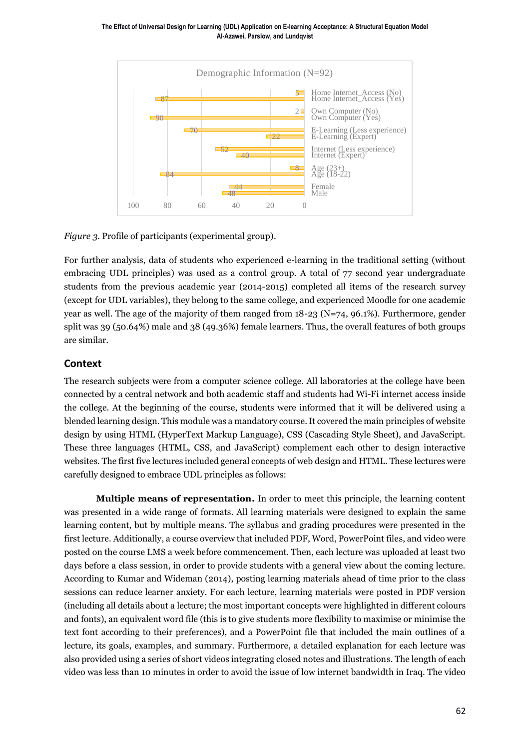*Figure 3.* Profile of participants (experimental group).

For further analysis, data of students who experienced e-learning in the traditional setting (without embracing UDL principles) was used as a control group. A total of 77 second year undergraduate students from the previous academic year (2014-2015) completed all items of the research survey (except for UDL variables), they belong to the same college, and experienced Moodle for one academic year as well. The age of the majority of them ranged from 18-23 (N=74, 96.1%). Furthermore, gender split was 39 (50.64%) male and 38 (49.36%) female learners. Thus, the overall features of both groups are similar.

## Context

The research subjects were from a computer science college. All laboratories at the college have been connected by a central network and both academic staff and students had Wi-Fi internet access inside the college. At the beginning of the course, students were informed that it will be delivered using a blended learning design. This module was a mandatory course. It covered the main principles of website design by using HTML (HyperText Markup Language), CSS (Cascading Style Sheet), and JavaScript. These three languages (HTML, CSS, and JavaScript) complement each other to design interactive websites. The first five lectures included general concepts of web design and HTML. These lectures were carefully designed to embrace UDL principles as follows:

**Multiple means of representation.** In order to meet this principle, the learning content was presented in a wide range of formats. All learning materials were designed to explain the same learning content, but by multiple means. The syllabus and grading procedures were presented in the first lecture. Additionally, a course overview that included PDF, Word, PowerPoint files, and video were posted on the course LMS a week before commencement. Then, each lecture was uploaded at least two days before a class session, in order to provide students with a general view about the coming lecture. According to Kumar and Wideman (2014), posting learning materials ahead of time prior to the class sessions can reduce learner anxiety. For each lecture, learning materials were posted in PDF version (including all details about a lecture; the most important concepts were highlighted in different colours and fonts), an equivalent word file (this is to give students more flexibility to maximise or minimise the text font according to their preferences), and a PowerPoint file that included the main outlines of a lecture, its goals, examples, and summary. Furthermore, a detailed explanation for each lecture was also provided using a series of short videos integrating closed notes and illustrations. The length of each video was less than 10 minutes in order to avoid the issue of low internet bandwidth in Iraq. The video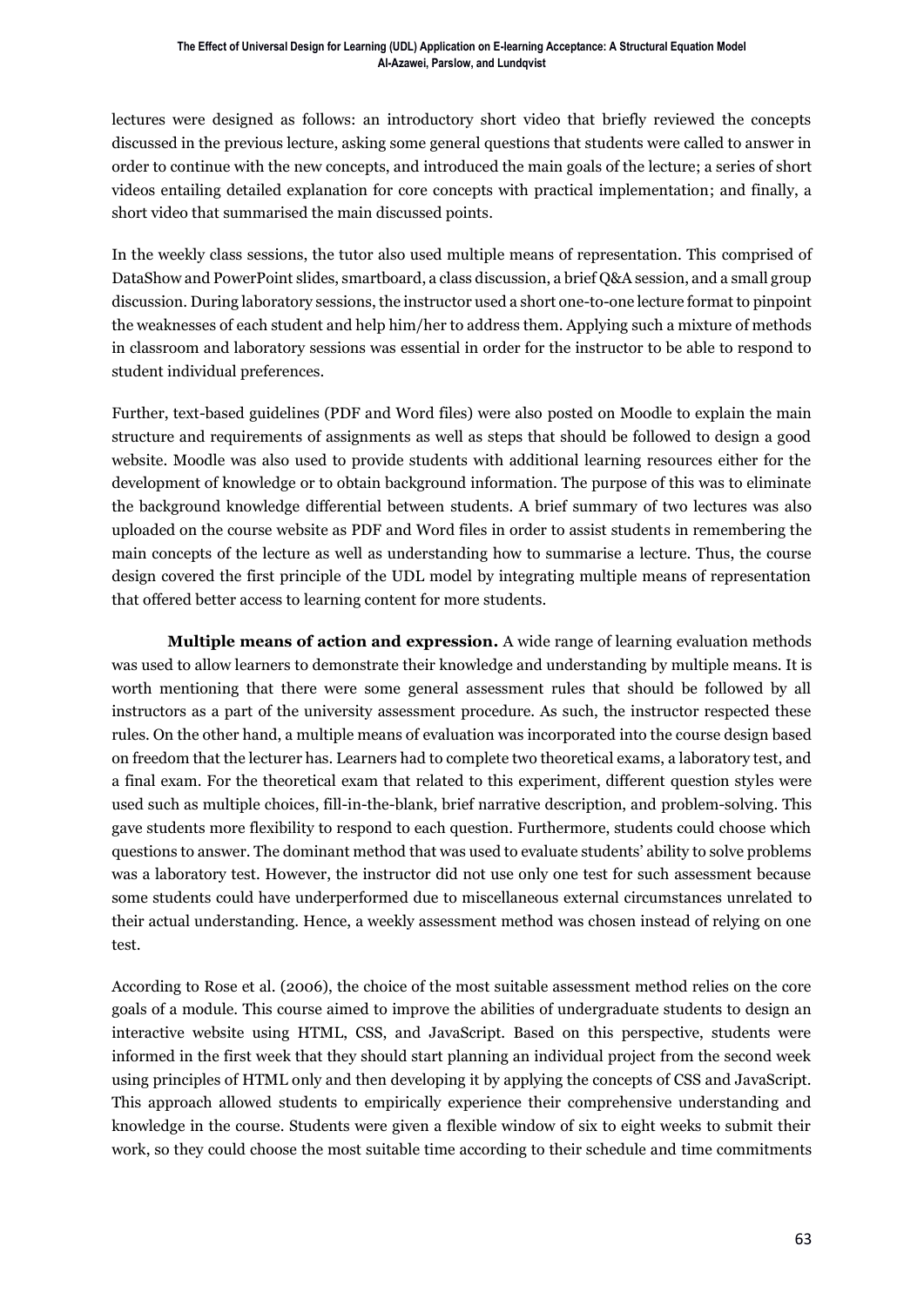lectures were designed as follows: an introductory short video that briefly reviewed the concepts discussed in the previous lecture, asking some general questions that students were called to answer in order to continue with the new concepts, and introduced the main goals of the lecture; a series of short videos entailing detailed explanation for core concepts with practical implementation; and finally, a short video that summarised the main discussed points.

In the weekly class sessions, the tutor also used multiple means of representation. This comprised of DataShow and PowerPoint slides, smartboard, a class discussion, a brief Q&A session, and a small group discussion. During laboratory sessions, the instructor used a short one-to-one lecture format to pinpoint the weaknesses of each student and help him/her to address them. Applying such a mixture of methods in classroom and laboratory sessions was essential in order for the instructor to be able to respond to student individual preferences.

Further, text-based guidelines (PDF and Word files) were also posted on Moodle to explain the main structure and requirements of assignments as well as steps that should be followed to design a good website. Moodle was also used to provide students with additional learning resources either for the development of knowledge or to obtain background information. The purpose of this was to eliminate the background knowledge differential between students. A brief summary of two lectures was also uploaded on the course website as PDF and Word files in order to assist students in remembering the main concepts of the lecture as well as understanding how to summarise a lecture. Thus, the course design covered the first principle of the UDL model by integrating multiple means of representation that offered better access to learning content for more students.

**Multiple means of action and expression.** A wide range of learning evaluation methods was used to allow learners to demonstrate their knowledge and understanding by multiple means. It is worth mentioning that there were some general assessment rules that should be followed by all instructors as a part of the university assessment procedure. As such, the instructor respected these rules. On the other hand, a multiple means of evaluation was incorporated into the course design based on freedom that the lecturer has. Learners had to complete two theoretical exams, a laboratory test, and a final exam. For the theoretical exam that related to this experiment, different question styles were used such as multiple choices, fill-in-the-blank, brief narrative description, and problem-solving. This gave students more flexibility to respond to each question. Furthermore, students could choose which questions to answer. The dominant method that was used to evaluate students' ability to solve problems was a laboratory test. However, the instructor did not use only one test for such assessment because some students could have underperformed due to miscellaneous external circumstances unrelated to their actual understanding. Hence, a weekly assessment method was chosen instead of relying on one test.

According to Rose et al. (2006), the choice of the most suitable assessment method relies on the core goals of a module. This course aimed to improve the abilities of undergraduate students to design an interactive website using HTML, CSS, and JavaScript. Based on this perspective, students were informed in the first week that they should start planning an individual project from the second week using principles of HTML only and then developing it by applying the concepts of CSS and JavaScript. This approach allowed students to empirically experience their comprehensive understanding and knowledge in the course. Students were given a flexible window of six to eight weeks to submit their work, so they could choose the most suitable time according to their schedule and time commitments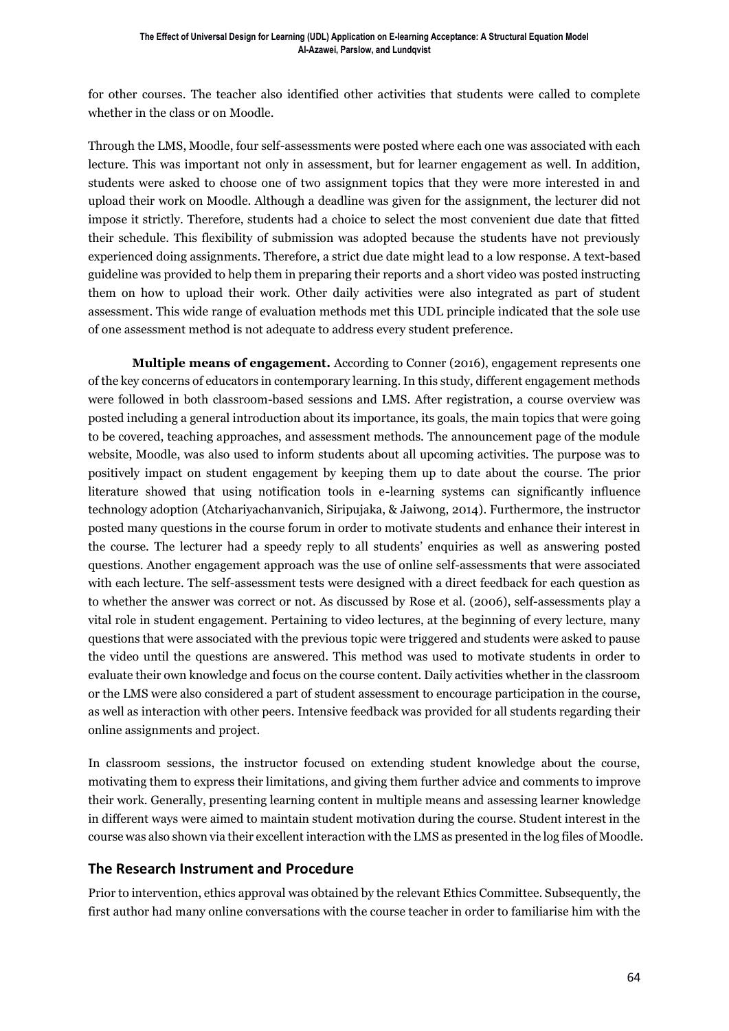for other courses. The teacher also identified other activities that students were called to complete whether in the class or on Moodle.

Through the LMS, Moodle, four self-assessments were posted where each one was associated with each lecture. This was important not only in assessment, but for learner engagement as well. In addition, students were asked to choose one of two assignment topics that they were more interested in and upload their work on Moodle. Although a deadline was given for the assignment, the lecturer did not impose it strictly. Therefore, students had a choice to select the most convenient due date that fitted their schedule. This flexibility of submission was adopted because the students have not previously experienced doing assignments. Therefore, a strict due date might lead to a low response. A text-based guideline was provided to help them in preparing their reports and a short video was posted instructing them on how to upload their work. Other daily activities were also integrated as part of student assessment. This wide range of evaluation methods met this UDL principle indicated that the sole use of one assessment method is not adequate to address every student preference.

**Multiple means of engagement.** According to Conner (2016), engagement represents one of the key concerns of educators in contemporary learning. In this study, different engagement methods were followed in both classroom-based sessions and LMS. After registration, a course overview was posted including a general introduction about its importance, its goals, the main topics that were going to be covered, teaching approaches, and assessment methods. The announcement page of the module website, Moodle, was also used to inform students about all upcoming activities. The purpose was to positively impact on student engagement by keeping them up to date about the course. The prior literature showed that using notification tools in e-learning systems can significantly influence technology adoption (Atchariyachanvanich, Siripujaka, & Jaiwong, 2014). Furthermore, the instructor posted many questions in the course forum in order to motivate students and enhance their interest in the course. The lecturer had a speedy reply to all students' enquiries as well as answering posted questions. Another engagement approach was the use of online self-assessments that were associated with each lecture. The self-assessment tests were designed with a direct feedback for each question as to whether the answer was correct or not. As discussed by Rose et al. (2006), self-assessments play a vital role in student engagement. Pertaining to video lectures, at the beginning of every lecture, many questions that were associated with the previous topic were triggered and students were asked to pause the video until the questions are answered. This method was used to motivate students in order to evaluate their own knowledge and focus on the course content. Daily activities whether in the classroom or the LMS were also considered a part of student assessment to encourage participation in the course, as well as interaction with other peers. Intensive feedback was provided for all students regarding their online assignments and project.

In classroom sessions, the instructor focused on extending student knowledge about the course, motivating them to express their limitations, and giving them further advice and comments to improve their work. Generally, presenting learning content in multiple means and assessing learner knowledge in different ways were aimed to maintain student motivation during the course. Student interest in the course was also shown via their excellent interaction with the LMS as presented in the log files of Moodle.

## The Research Instrument and Procedure

Prior to intervention, ethics approval was obtained by the relevant Ethics Committee. Subsequently, the first author had many online conversations with the course teacher in order to familiarise him with the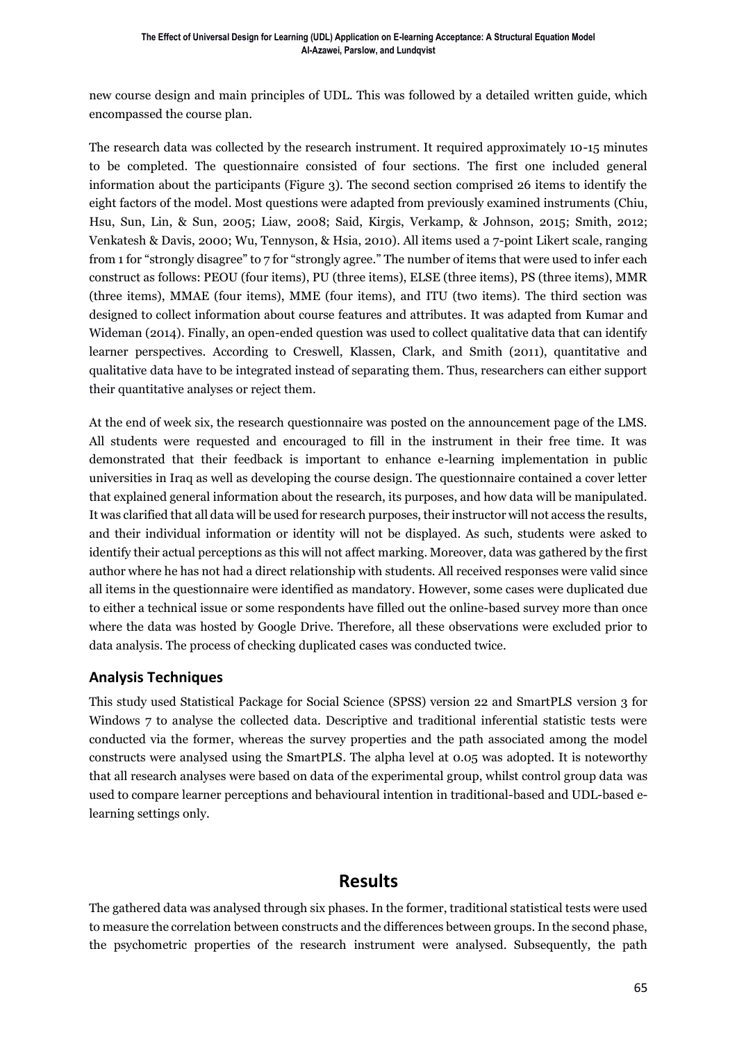new course design and main principles of UDL. This was followed by a detailed written guide, which encompassed the course plan.

The research data was collected by the research instrument. It required approximately 10-15 minutes to be completed. The questionnaire consisted of four sections. The first one included general information about the participants (Figure 3). The second section comprised 26 items to identify the eight factors of the model. Most questions were adapted from previously examined instruments (Chiu, Hsu, Sun, Lin, & Sun, 2005; Liaw, 2008; Said, Kirgis, Verkamp, & Johnson, 2015; Smith, 2012; Venkatesh & Davis, 2000; Wu, Tennyson, & Hsia, 2010). All items used a 7-point Likert scale, ranging from 1 for "strongly disagree" to 7 for "strongly agree." The number of items that were used to infer each construct as follows: PEOU (four items), PU (three items), ELSE (three items), PS (three items), MMR (three items), MMAE (four items), MME (four items), and ITU (two items). The third section was designed to collect information about course features and attributes. It was adapted from Kumar and Wideman (2014). Finally, an open-ended question was used to collect qualitative data that can identify learner perspectives. According to Creswell, Klassen, Clark, and Smith (2011), quantitative and qualitative data have to be integrated instead of separating them. Thus, researchers can either support their quantitative analyses or reject them.

At the end of week six, the research questionnaire was posted on the announcement page of the LMS. All students were requested and encouraged to fill in the instrument in their free time. It was demonstrated that their feedback is important to enhance e-learning implementation in public universities in Iraq as well as developing the course design. The questionnaire contained a cover letter that explained general information about the research, its purposes, and how data will be manipulated. It was clarified that all data will be used for research purposes, their instructor will not access the results, and their individual information or identity will not be displayed. As such, students were asked to identify their actual perceptions as this will not affect marking. Moreover, data was gathered by the first author where he has not had a direct relationship with students. All received responses were valid since all items in the questionnaire were identified as mandatory. However, some cases were duplicated due to either a technical issue or some respondents have filled out the online-based survey more than once where the data was hosted by Google Drive. Therefore, all these observations were excluded prior to data analysis. The process of checking duplicated cases was conducted twice.

### Analysis Techniques

This study used Statistical Package for Social Science (SPSS) version 22 and SmartPLS version 3 for Windows 7 to analyse the collected data. Descriptive and traditional inferential statistic tests were conducted via the former, whereas the survey properties and the path associated among the model constructs were analysed using the SmartPLS. The alpha level at 0.05 was adopted. It is noteworthy that all research analyses were based on data of the experimental group, whilst control group data was used to compare learner perceptions and behavioural intention in traditional-based and UDL-based e-learning settings only.

## Results

The gathered data was analysed through six phases. In the former, traditional statistical tests were used to measure the correlation between constructs and the differences between groups. In the second phase, the psychometric properties of the research instrument were analysed. Subsequently, the path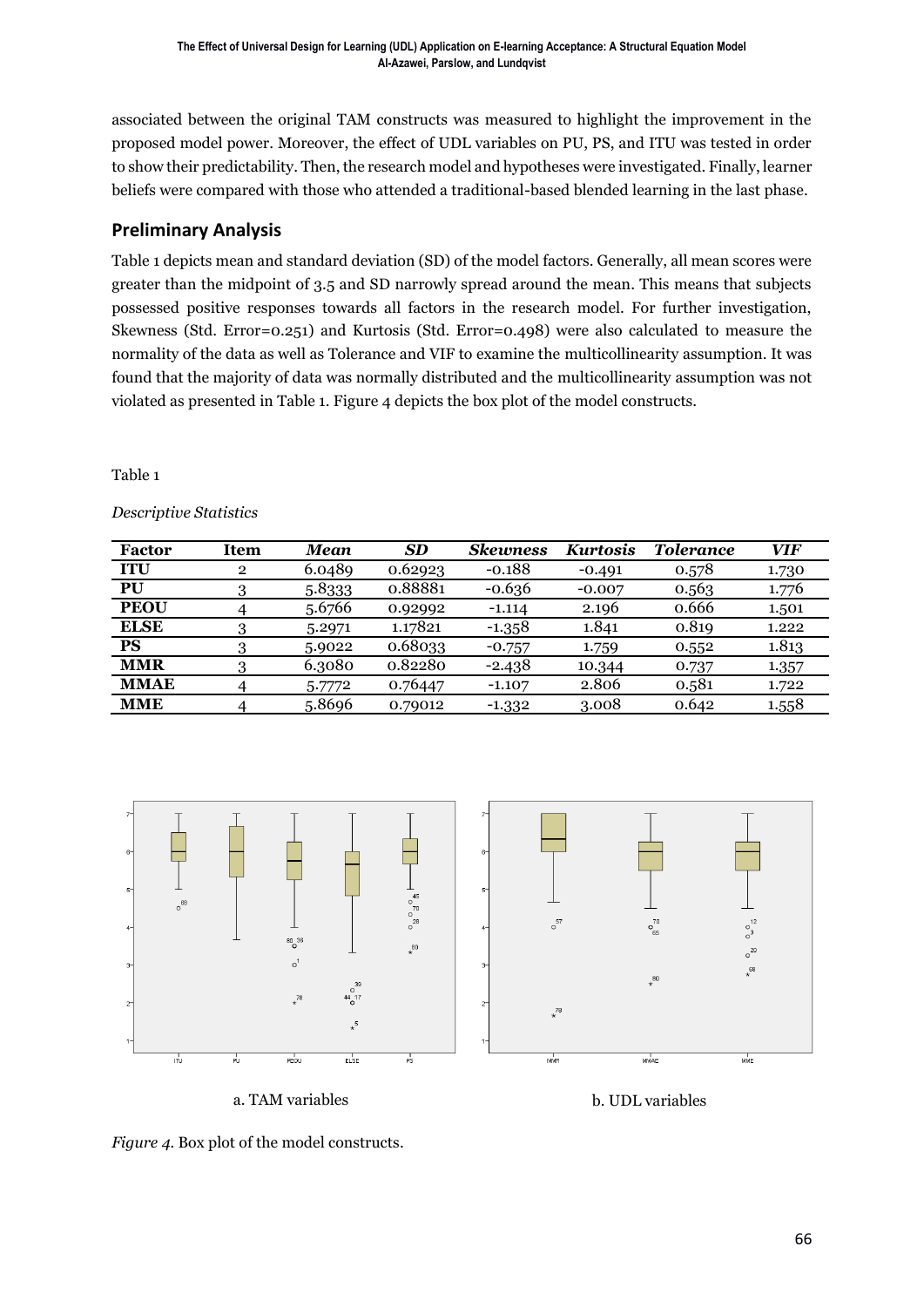associated between the original TAM constructs was measured to highlight the improvement in the proposed model power. Moreover, the effect of UDL variables on PU, PS, and ITU was tested in order to show their predictability. Then, the research model and hypotheses were investigated. Finally, learner beliefs were compared with those who attended a traditional-based blended learning in the last phase.

## Preliminary Analysis

Table 1 depicts mean and standard deviation (SD) of the model factors. Generally, all mean scores were greater than the midpoint of 3.5 and SD narrowly spread around the mean. This means that subjects possessed positive responses towards all factors in the research model. For further investigation, Skewness (Std. Error=0.251) and Kurtosis (Std. Error=0.498) were also calculated to measure the normality of the data as well as Tolerance and VIF to examine the multicollinearity assumption. It was found that the majority of data was normally distributed and the multicollinearity assumption was not violated as presented in Table 1. Figure 4 depicts the box plot of the model constructs.

Table 1

*Descriptive Statistics*

| Factor | Item | *Mean* | *SD* | *Skewness* | *Kurtosis* | *Tolerance* | *VIF* |
|---|---|---|---|---|---|---|---|
| **ITU** | 2 | 6.0489 | 0.62923 | -0.188 | -0.491 | 0.578 | 1.730 |
| **PU** | 3 | 5.8333 | 0.88881 | -0.636 | -0.007 | 0.563 | 1.776 |
| **PEOU** | 4 | 5.6766 | 0.92992 | -1.114 | 2.196 | 0.666 | 1.501 |
| **ELSE** | 3 | 5.2971 | 1.17821 | -1.358 | 1.841 | 0.819 | 1.222 |
| **PS** | 3 | 5.9022 | 0.68033 | -0.757 | 1.759 | 0.552 | 1.813 |
| **MMR** | 3 | 6.3080 | 0.82280 | -2.438 | 10.344 | 0.737 | 1.357 |
| **MMAE** | 4 | 5.7772 | 0.76447 | -1.107 | 2.806 | 0.581 | 1.722 |
| **MME** | 4 | 5.8696 | 0.79012 | -1.332 | 3.008 | 0.642 | 1.558 |

a. TAM variables

b. UDL variables

*Figure 4.* Box plot of the model constructs.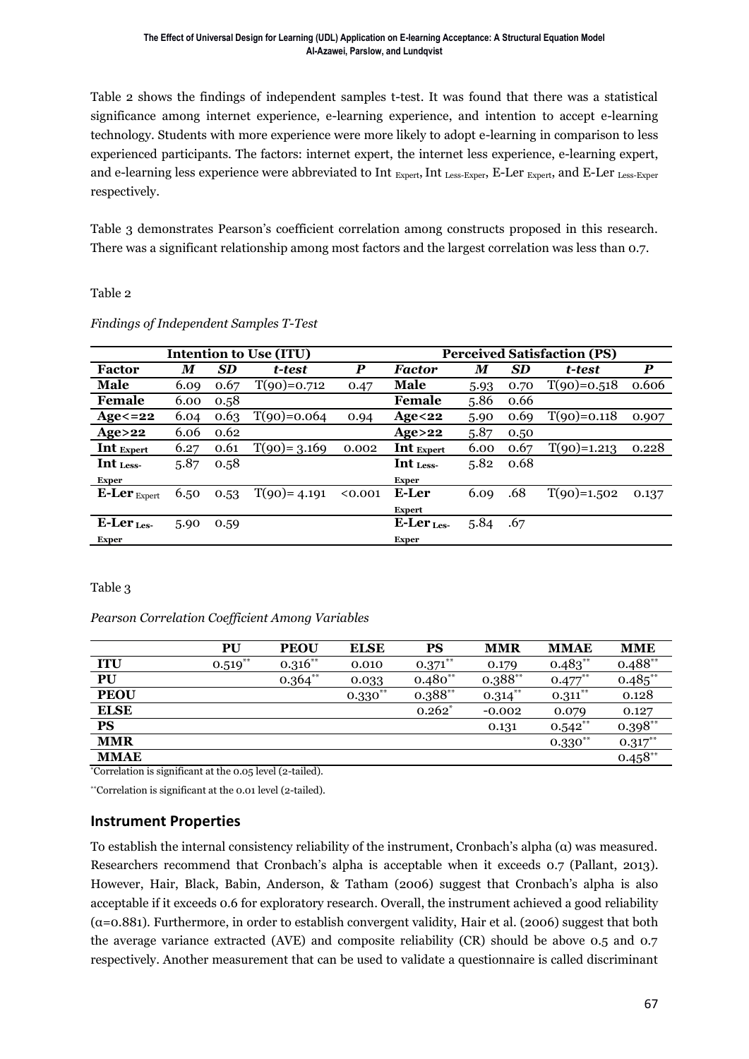Table 2 shows the findings of independent samples t-test. It was found that there was a statistical significance among internet experience, e-learning experience, and intention to accept e-learning technology. Students with more experience were more likely to adopt e-learning in comparison to less experienced participants. The factors: internet expert, the internet less experience, e-learning expert, and e-learning less experience were abbreviated to Int $_{Expert}$, Int $_{Less\text{-}Exper}$, E-Ler $_{Expert}$, and E-Ler $_{Less\text{-}Exper}$ respectively.

Table 3 demonstrates Pearson's coefficient correlation among constructs proposed in this research. There was a significant relationship among most factors and the largest correlation was less than 0.7.

Table 2

*Findings of Independent Samples T-Test*

| Intention to Use (ITU) | | | | | Perceived Satisfaction (PS) | | | | |
|---|---|---|---|---|---|---|---|---|---|
| **Factor** | ***M*** | ***SD*** | ***t-test*** | ***P*** | ***Factor*** | ***M*** | ***SD*** | ***t-test*** | ***P*** |
| **Male** | 6.09 | 0.67 | T(90)=0.712 | 0.47 | **Male** | 5.93 | 0.70 | T(90)=0.518 | 0.606 |
| **Female** | 6.00 | 0.58 | | | **Female** | 5.86 | 0.66 | | |
| **Age<=22** | 6.04 | 0.63 | T(90)=0.064 | 0.94 | **Age<22** | 5.90 | 0.69 | T(90)=0.118 | 0.907 |
| **Age>22** | 6.06 | 0.62 | | | **Age>22** | 5.87 | 0.50 | | |
| **Int $_{Expert}$** | 6.27 | 0.61 | T(90)= 3.169 | 0.002 | **Int $_{Expert}$** | 6.00 | 0.67 | T(90)=1.213 | 0.228 |
| **Int $_{Less\text{-}Exper}$** | 5.87 | 0.58 | | | **Int $_{Less\text{-}Exper}$** | 5.82 | 0.68 | | |
| **E-Ler $_{Expert}$** | 6.50 | 0.53 | T(90)= 4.191 | <0.001 | **E-Ler $_{Expert}$** | 6.09 | .68 | T(90)=1.502 | 0.137 |
| **E-Ler $_{Les\text{-}Exper}$** | 5.90 | 0.59 | | | **E-Ler $_{Les\text{-}Exper}$** | 5.84 | .67 | | |

Table 3

*Pearson Correlation Coefficient Among Variables*

| | PU | PEOU | ELSE | PS | MMR | MMAE | MME |
|---|---|---|---|---|---|---|---|
| **ITU** | 0.519** | 0.316** | 0.010 | 0.371** | 0.179 | 0.483** | 0.488** |
| **PU** | | 0.364** | 0.033 | 0.480** | 0.388** | 0.477** | 0.485** |
| **PEOU** | | | 0.330** | 0.388** | 0.314** | 0.311** | 0.128 |
| **ELSE** | | | | 0.262* | -0.002 | 0.079 | 0.127 |
| **PS** | | | | | 0.131 | 0.542** | 0.398** |
| **MMR** | | | | | | 0.330** | 0.317** |
| **MMAE** | | | | | | | 0.458** |

*Correlation is significant at the 0.05 level (2-tailed).

**Correlation is significant at the 0.01 level (2-tailed).

## Instrument Properties

To establish the internal consistency reliability of the instrument, Cronbach's alpha (α) was measured. Researchers recommend that Cronbach's alpha is acceptable when it exceeds 0.7 (Pallant, 2013). However, Hair, Black, Babin, Anderson, & Tatham (2006) suggest that Cronbach's alpha is also acceptable if it exceeds 0.6 for exploratory research. Overall, the instrument achieved a good reliability (α=0.881). Furthermore, in order to establish convergent validity, Hair et al. (2006) suggest that both the average variance extracted (AVE) and composite reliability (CR) should be above 0.5 and 0.7 respectively. Another measurement that can be used to validate a questionnaire is called discriminant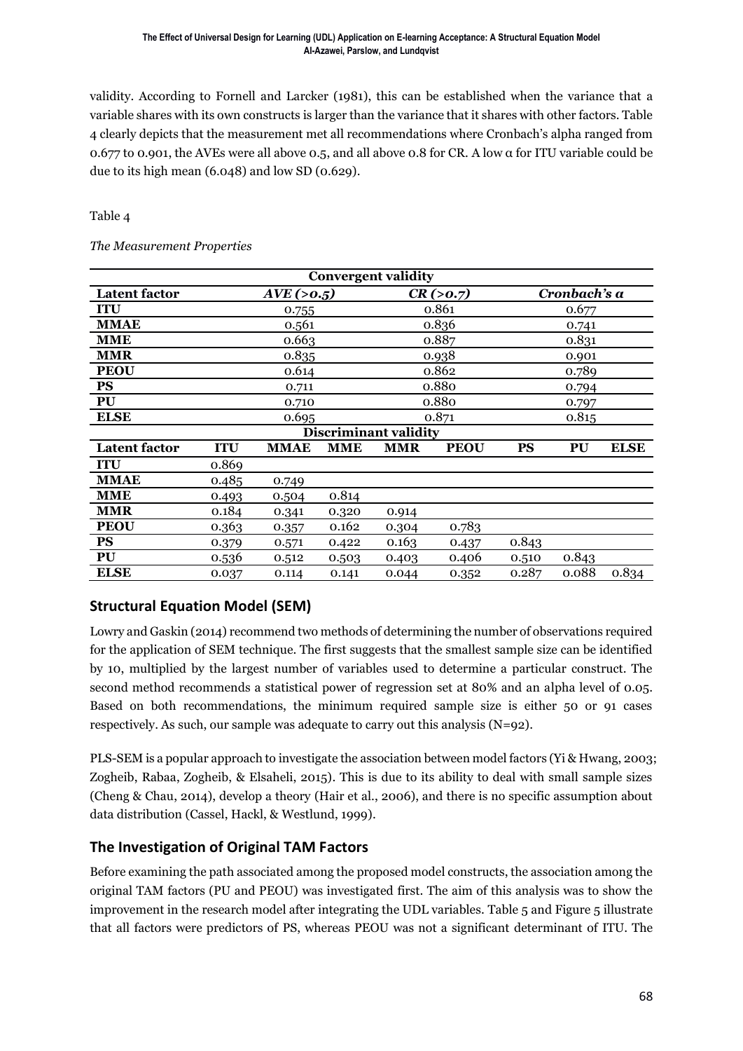validity. According to Fornell and Larcker (1981), this can be established when the variance that a variable shares with its own constructs is larger than the variance that it shares with other factors. Table 4 clearly depicts that the measurement met all recommendations where Cronbach's alpha ranged from 0.677 to 0.901, the AVEs were all above 0.5, and all above 0.8 for CR. A low α for ITU variable could be due to its high mean (6.048) and low SD (0.629).

Table 4

*The Measurement Properties*

| **Convergent validity** | | | | | | | | |
|---|---|---|---|---|---|---|---|---|
| **Latent factor** | *AVE (>0.5)* | | | *CR (>0.7)* | | *Cronbach's α* | | |
| **ITU** | 0.755 | | | 0.861 | | 0.677 | | |
| **MMAE** | 0.561 | | | 0.836 | | 0.741 | | |
| **MME** | 0.663 | | | 0.887 | | 0.831 | | |
| **MMR** | 0.835 | | | 0.938 | | 0.901 | | |
| **PEOU** | 0.614 | | | 0.862 | | 0.789 | | |
| **PS** | 0.711 | | | 0.880 | | 0.794 | | |
| **PU** | 0.710 | | | 0.880 | | 0.797 | | |
| **ELSE** | 0.695 | | | 0.871 | | 0.815 | | |
| **Discriminant validity** | | | | | | | | |
| **Latent factor** | **ITU** | **MMAE** | **MME** | **MMR** | **PEOU** | **PS** | **PU** | **ELSE** |
| **ITU** | 0.869 | | | | | | | |
| **MMAE** | 0.485 | 0.749 | | | | | | |
| **MME** | 0.493 | 0.504 | 0.814 | | | | | |
| **MMR** | 0.184 | 0.341 | 0.320 | 0.914 | | | | |
| **PEOU** | 0.363 | 0.357 | 0.162 | 0.304 | 0.783 | | | |
| **PS** | 0.379 | 0.571 | 0.422 | 0.163 | 0.437 | 0.843 | | |
| **PU** | 0.536 | 0.512 | 0.503 | 0.403 | 0.406 | 0.510 | 0.843 | |
| **ELSE** | 0.037 | 0.114 | 0.141 | 0.044 | 0.352 | 0.287 | 0.088 | 0.834 |

## Structural Equation Model (SEM)

Lowry and Gaskin (2014) recommend two methods of determining the number of observations required for the application of SEM technique. The first suggests that the smallest sample size can be identified by 10, multiplied by the largest number of variables used to determine a particular construct. The second method recommends a statistical power of regression set at 80% and an alpha level of 0.05. Based on both recommendations, the minimum required sample size is either 50 or 91 cases respectively. As such, our sample was adequate to carry out this analysis (N=92).

PLS-SEM is a popular approach to investigate the association between model factors (Yi & Hwang, 2003; Zogheib, Rabaa, Zogheib, & Elsaheli, 2015). This is due to its ability to deal with small sample sizes (Cheng & Chau, 2014), develop a theory (Hair et al., 2006), and there is no specific assumption about data distribution (Cassel, Hackl, & Westlund, 1999).

## The Investigation of Original TAM Factors

Before examining the path associated among the proposed model constructs, the association among the original TAM factors (PU and PEOU) was investigated first. The aim of this analysis was to show the improvement in the research model after integrating the UDL variables. Table 5 and Figure 5 illustrate that all factors were predictors of PS, whereas PEOU was not a significant determinant of ITU. The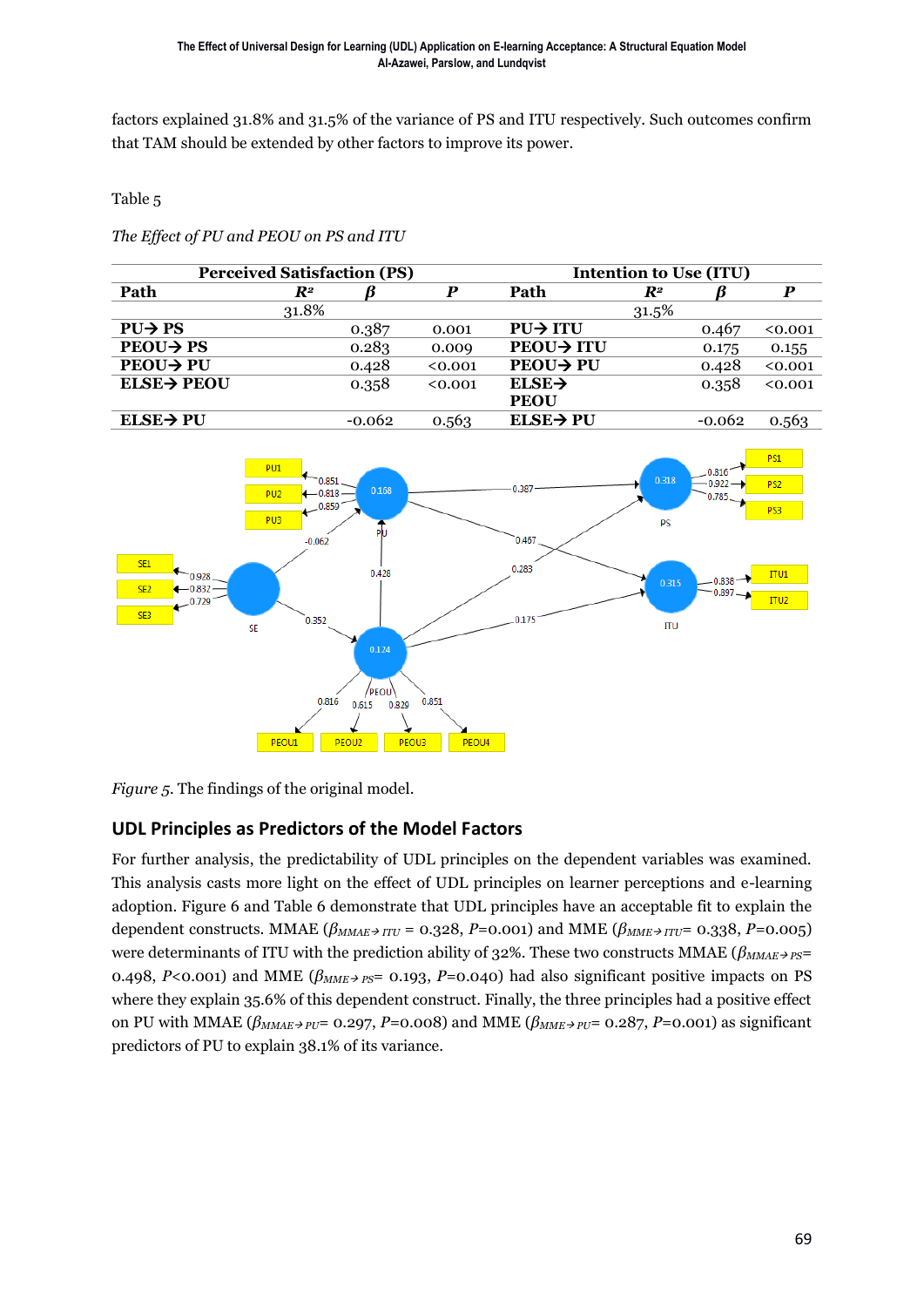factors explained 31.8% and 31.5% of the variance of PS and ITU respectively. Such outcomes confirm that TAM should be extended by other factors to improve its power.

Table 5

*The Effect of PU and PEOU on PS and ITU*

| Perceived Satisfaction (PS) | | | | Intention to Use (ITU) | | | |
|---|---|---|---|---|---|---|---|
| **Path** | $R^2$ | $\beta$ | $P$ | **Path** | $R^2$ | $\beta$ | $P$ |
| | 31.8% | | | | 31.5% | | |
| **PU→ PS** | | 0.387 | 0.001 | **PU→ ITU** | | 0.467 | <0.001 |
| **PEOU→ PS** | | 0.283 | 0.009 | **PEOU→ ITU** | | 0.175 | 0.155 |
| **PEOU→ PU** | | 0.428 | <0.001 | **PEOU→ PU** | | 0.428 | <0.001 |
| **ELSE→ PEOU** | | 0.358 | <0.001 | **ELSE→ PEOU** | | 0.358 | <0.001 |
| **ELSE→ PU** | | -0.062 | 0.563 | **ELSE→ PU** | | -0.062 | 0.563 |

*Figure 5.* The findings of the original model.

## UDL Principles as Predictors of the Model Factors

For further analysis, the predictability of UDL principles on the dependent variables was examined. This analysis casts more light on the effect of UDL principles on learner perceptions and e-learning adoption. Figure 6 and Table 6 demonstrate that UDL principles have an acceptable fit to explain the dependent constructs. MMAE ($\beta_{MMAE\rightarrow ITU}$ = 0.328, $P$=0.001) and MME ($\beta_{MME\rightarrow ITU}$= 0.338, $P$=0.005) were determinants of ITU with the prediction ability of 32%. These two constructs MMAE ($\beta_{MMAE\rightarrow PS}$= 0.498, $P$<0.001) and MME ($\beta_{MME\rightarrow PS}$= 0.193, $P$=0.040) had also significant positive impacts on PS where they explain 35.6% of this dependent construct. Finally, the three principles had a positive effect on PU with MMAE ($\beta_{MMAE\rightarrow PU}$= 0.297, $P$=0.008) and MME ($\beta_{MME\rightarrow PU}$= 0.287, $P$=0.001) as significant predictors of PU to explain 38.1% of its variance.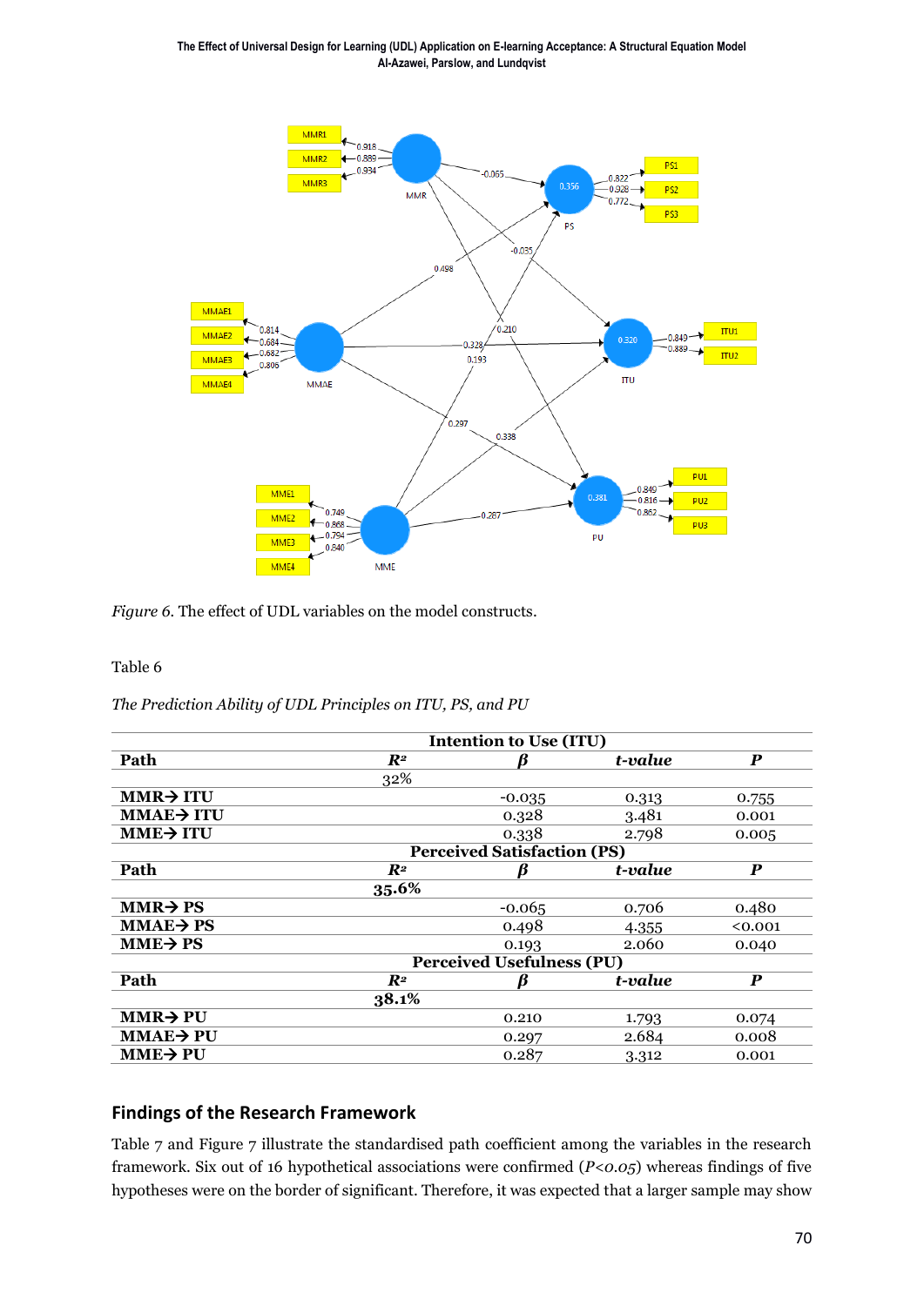*Figure 6*. The effect of UDL variables on the model constructs.

Table 6

*The Prediction Ability of UDL Principles on ITU, PS, and PU*

| Intention to Use (ITU) | | | | |
|---|---|---|---|---|
| **Path** | ***R²*** | ***β*** | ***t-value*** | ***P*** |
| | 32% | | | |
| **MMR→ ITU** | | -0.035 | 0.313 | 0.755 |
| **MMAE→ ITU** | | 0.328 | 3.481 | 0.001 |
| **MME→ ITU** | | 0.338 | 2.798 | 0.005 |
| **Perceived Satisfaction (PS)** | | | | |
| **Path** | ***R²*** | ***β*** | ***t-value*** | ***P*** |
| | **35.6%** | | | |
| **MMR→ PS** | | -0.065 | 0.706 | 0.480 |
| **MMAE→ PS** | | 0.498 | 4.355 | <0.001 |
| **MME→ PS** | | 0.193 | 2.060 | 0.040 |
| **Perceived Usefulness (PU)** | | | | |
| **Path** | ***R²*** | ***β*** | ***t-value*** | ***P*** |
| | **38.1%** | | | |
| **MMR→ PU** | | 0.210 | 1.793 | 0.074 |
| **MMAE→ PU** | | 0.297 | 2.684 | 0.008 |
| **MME→ PU** | | 0.287 | 3.312 | 0.001 |

## Findings of the Research Framework

Table 7 and Figure 7 illustrate the standardised path coefficient among the variables in the research framework. Six out of 16 hypothetical associations were confirmed (*P<0.05*) whereas findings of five hypotheses were on the border of significant. Therefore, it was expected that a larger sample may show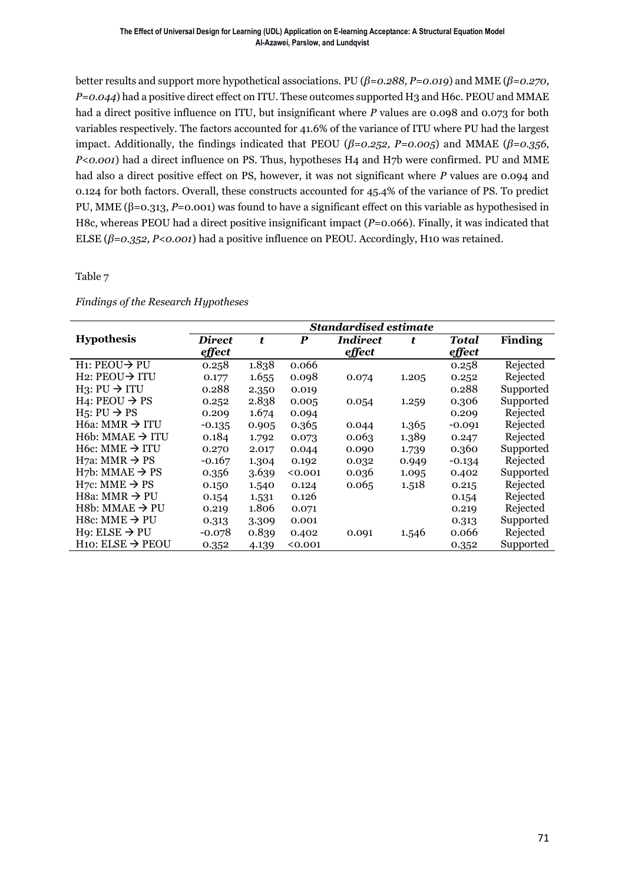better results and support more hypothetical associations. PU (*β=0.288, P=0.019*) and MME (*β=0.270, P=0.044*) had a positive direct effect on ITU. These outcomes supported H3 and H6c. PEOU and MMAE had a direct positive influence on ITU, but insignificant where *P* values are 0.098 and 0.073 for both variables respectively. The factors accounted for 41.6% of the variance of ITU where PU had the largest impact. Additionally, the findings indicated that PEOU (*β=0.252, P=0.005*) and MMAE (*β=0.356, P<0.001*) had a direct influence on PS. Thus, hypotheses H4 and H7b were confirmed. PU and MME had also a direct positive effect on PS, however, it was not significant where *P* values are 0.094 and 0.124 for both factors. Overall, these constructs accounted for 45.4% of the variance of PS. To predict PU, MME (β=0.313, *P*=0.001) was found to have a significant effect on this variable as hypothesised in H8c, whereas PEOU had a direct positive insignificant impact (*P*=0.066). Finally, it was indicated that ELSE (*β=0.352, P<0.001*) had a positive influence on PEOU. Accordingly, H10 was retained.

Table 7

*Findings of the Research Hypotheses*

| Hypothesis | *Standardised estimate* | | | | | | Finding |
|---|---|---|---|---|---|---|---|
| | ***Direct effect*** | ***t*** | ***P*** | ***Indirect effect*** | ***t*** | ***Total effect*** | |
| H1: PEOU→ PU | 0.258 | 1.838 | 0.066 | | | 0.258 | Rejected |
| H2: PEOU→ ITU | 0.177 | 1.655 | 0.098 | 0.074 | 1.205 | 0.252 | Rejected |
| H3: PU → ITU | 0.288 | 2.350 | 0.019 | | | 0.288 | Supported |
| H4: PEOU → PS | 0.252 | 2.838 | 0.005 | 0.054 | 1.259 | 0.306 | Supported |
| H5: PU → PS | 0.209 | 1.674 | 0.094 | | | 0.209 | Rejected |
| H6a: MMR → ITU | -0.135 | 0.905 | 0.365 | 0.044 | 1.365 | -0.091 | Rejected |
| H6b: MMAE → ITU | 0.184 | 1.792 | 0.073 | 0.063 | 1.389 | 0.247 | Rejected |
| H6c: MME → ITU | 0.270 | 2.017 | 0.044 | 0.090 | 1.739 | 0.360 | Supported |
| H7a: MMR → PS | -0.167 | 1.304 | 0.192 | 0.032 | 0.949 | -0.134 | Rejected |
| H7b: MMAE → PS | 0.356 | 3.639 | <0.001 | 0.036 | 1.095 | 0.402 | Supported |
| H7c: MME → PS | 0.150 | 1.540 | 0.124 | 0.065 | 1.518 | 0.215 | Rejected |
| H8a: MMR → PU | 0.154 | 1.531 | 0.126 | | | 0.154 | Rejected |
| H8b: MMAE → PU | 0.219 | 1.806 | 0.071 | | | 0.219 | Rejected |
| H8c: MME → PU | 0.313 | 3.309 | 0.001 | | | 0.313 | Supported |
| H9: ELSE → PU | -0.078 | 0.839 | 0.402 | 0.091 | 1.546 | 0.066 | Rejected |
| H10: ELSE → PEOU | 0.352 | 4.139 | <0.001 | | | 0.352 | Supported |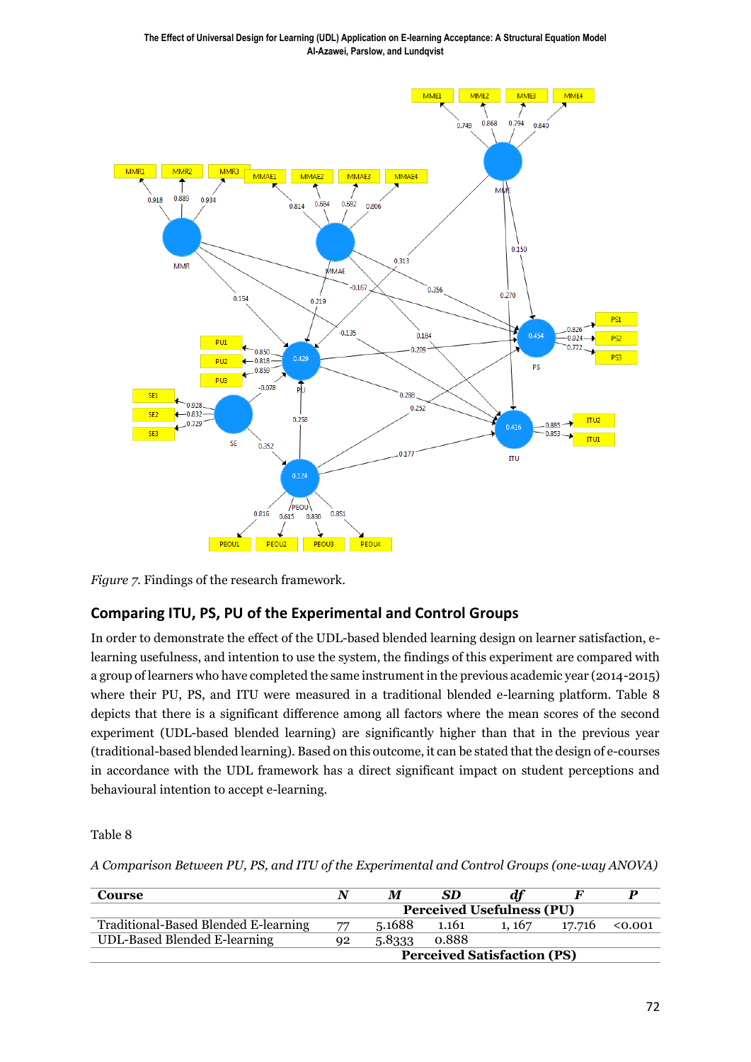*Figure 7.* Findings of the research framework.

## Comparing ITU, PS, PU of the Experimental and Control Groups

In order to demonstrate the effect of the UDL-based blended learning design on learner satisfaction, e-learning usefulness, and intention to use the system, the findings of this experiment are compared with a group of learners who have completed the same instrument in the previous academic year (2014-2015) where their PU, PS, and ITU were measured in a traditional blended e-learning platform. Table 8 depicts that there is a significant difference among all factors where the mean scores of the second experiment (UDL-based blended learning) are significantly higher than that in the previous year (traditional-based blended learning). Based on this outcome, it can be stated that the design of e-courses in accordance with the UDL framework has a direct significant impact on student perceptions and behavioural intention to accept e-learning.

Table 8

*A Comparison Between PU, PS, and ITU of the Experimental and Control Groups (one-way ANOVA)*

| Course | *N* | *M* | *SD* | *df* | *F* | *P* |
|---|---|---|---|---|---|---|
| | | **Perceived Usefulness (PU)** | | | | |
| Traditional-Based Blended E-learning | 77 | 5.1688 | 1.161 | 1, 167 | 17.716 | <0.001 |
| UDL-Based Blended E-learning | 92 | 5.8333 | 0.888 | | | |
| | | **Perceived Satisfaction (PS)** | | | | |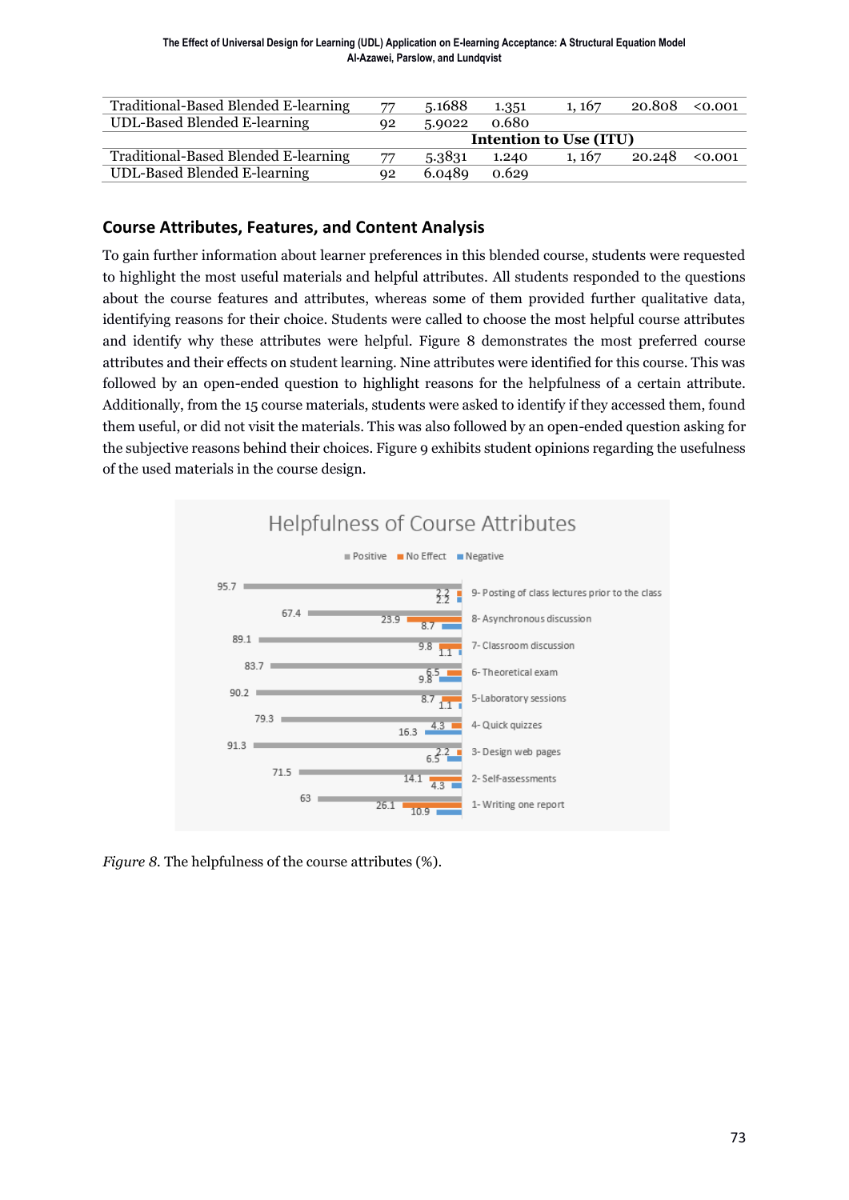| | | | | | | |
|---|---|---|---|---|---|---|
| Traditional-Based Blended E-learning | 77 | 5.1688 | 1.351 | 1, 167 | 20.808 | <0.001 |
| UDL-Based Blended E-learning | 92 | 5.9022 | 0.680 | | | |
| | | **Intention to Use (ITU)** | | | | |
| Traditional-Based Blended E-learning | 77 | 5.3831 | 1.240 | 1, 167 | 20.248 | <0.001 |
| UDL-Based Blended E-learning | 92 | 6.0489 | 0.629 | | | |

## Course Attributes, Features, and Content Analysis

To gain further information about learner preferences in this blended course, students were requested to highlight the most useful materials and helpful attributes. All students responded to the questions about the course features and attributes, whereas some of them provided further qualitative data, identifying reasons for their choice. Students were called to choose the most helpful course attributes and identify why these attributes were helpful. Figure 8 demonstrates the most preferred course attributes and their effects on student learning. Nine attributes were identified for this course. This was followed by an open-ended question to highlight reasons for the helpfulness of a certain attribute. Additionally, from the 15 course materials, students were asked to identify if they accessed them, found them useful, or did not visit the materials. This was also followed by an open-ended question asking for the subjective reasons behind their choices. Figure 9 exhibits student opinions regarding the usefulness of the used materials in the course design.

*Figure 8.* The helpfulness of the course attributes (%).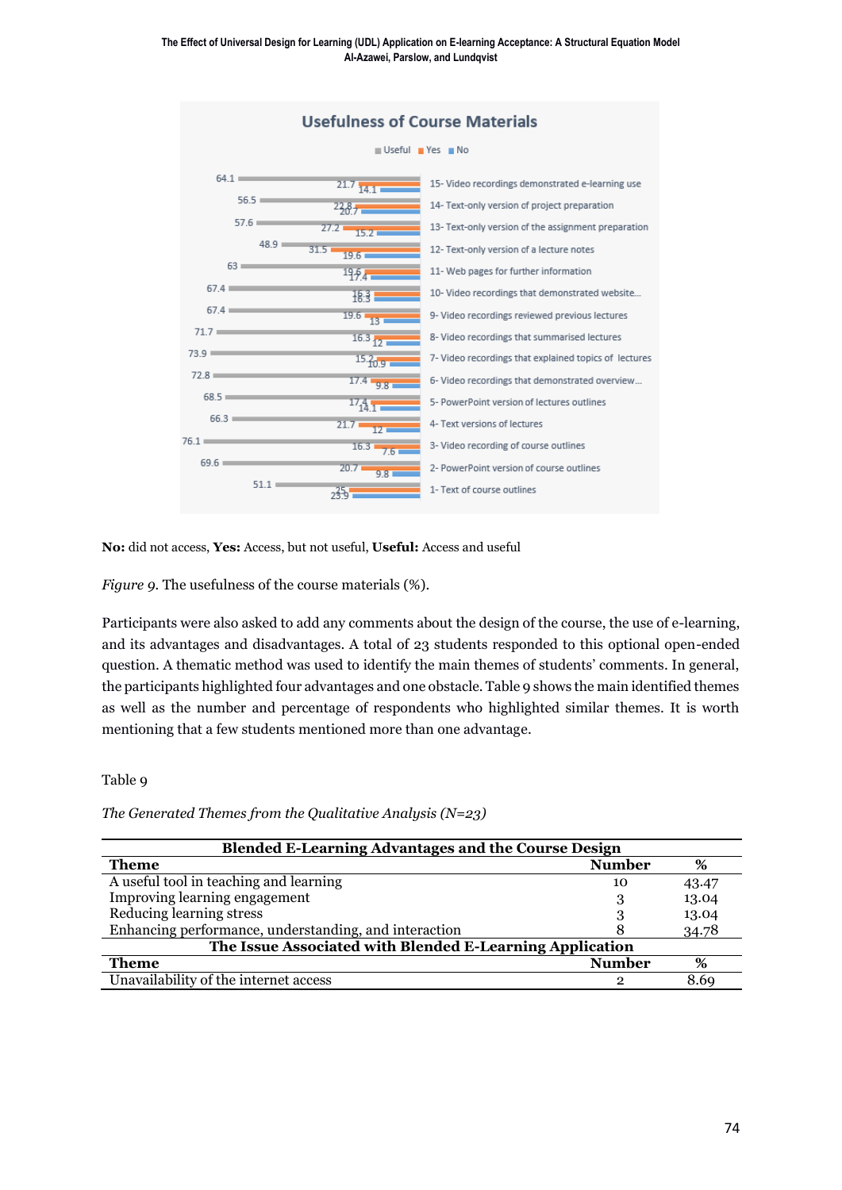**Usefulness of Course Materials**

| Course material | Useful | Yes | No |
|---|---|---|---|
| 15- Video recordings demonstrated e-learning use | 64.1 | 21.7 | 14.1 |
| 14- Text-only version of project preparation | 56.5 | 22.8 | 20.7 |
| 13- Text-only version of the assignment preparation | 57.6 | 27.2 | 15.2 |
| 12- Text-only version of a lecture notes | 48.9 | 31.5 | 19.6 |
| 11- Web pages for further information | 63 | 19.6 | 17.4 |
| 10- Video recordings that demonstrated website... | 67.4 | 16.3 | 16.3 |
| 9- Video recordings reviewed previous lectures | 67.4 | 19.6 | 13 |
| 8- Video recordings that summarised lectures | 71.7 | 16.3 | 12 |
| 7- Video recordings that explained topics of lectures | 73.9 | 15.2 | 10.9 |
| 6- Video recordings that demonstrated overview... | 72.8 | 17.4 | 9.8 |
| 5- PowerPoint version of lectures outlines | 68.5 | 17.4 | 14.1 |
| 4- Text versions of lectures | 66.3 | 21.7 | 12 |
| 3- Video recording of course outlines | 76.1 | 16.3 | 7.6 |
| 2- PowerPoint version of course outlines | 69.6 | 20.7 | 9.8 |
| 1- Text of course outlines | 51.1 | 25 | 23.9 |

**No:** did not access, **Yes:** Access, but not useful, **Useful:** Access and useful

*Figure 9*. The usefulness of the course materials (%).

Participants were also asked to add any comments about the design of the course, the use of e-learning, and its advantages and disadvantages. A total of 23 students responded to this optional open-ended question. A thematic method was used to identify the main themes of students' comments. In general, the participants highlighted four advantages and one obstacle. Table 9 shows the main identified themes as well as the number and percentage of respondents who highlighted similar themes. It is worth mentioning that a few students mentioned more than one advantage.

Table 9

*The Generated Themes from the Qualitative Analysis (N=23)*

| **Blended E-Learning Advantages and the Course Design** | | |
|---|---|---|
| **Theme** | **Number** | **%** |
| A useful tool in teaching and learning | 10 | 43.47 |
| Improving learning engagement | 3 | 13.04 |
| Reducing learning stress | 3 | 13.04 |
| Enhancing performance, understanding, and interaction | 8 | 34.78 |
| **The Issue Associated with Blended E-Learning Application** | | |
| **Theme** | **Number** | **%** |
| Unavailability of the internet access | 2 | 8.69 |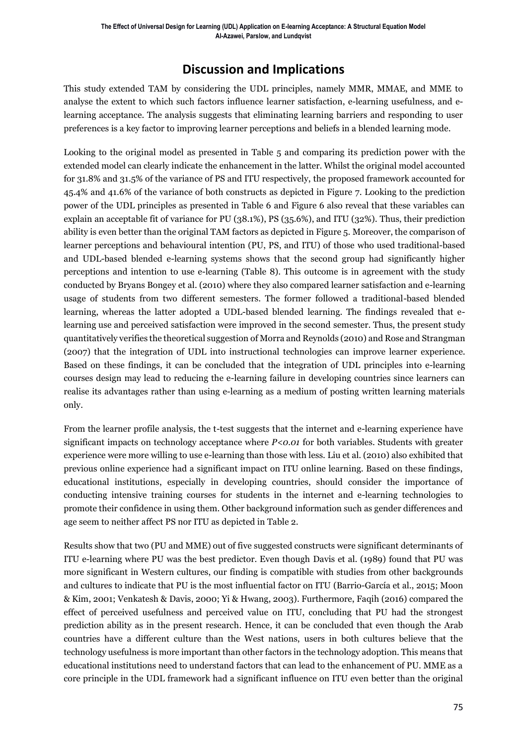## Discussion and Implications

This study extended TAM by considering the UDL principles, namely MMR, MMAE, and MME to analyse the extent to which such factors influence learner satisfaction, e-learning usefulness, and e-learning acceptance. The analysis suggests that eliminating learning barriers and responding to user preferences is a key factor to improving learner perceptions and beliefs in a blended learning mode.

Looking to the original model as presented in Table 5 and comparing its prediction power with the extended model can clearly indicate the enhancement in the latter. Whilst the original model accounted for 31.8% and 31.5% of the variance of PS and ITU respectively, the proposed framework accounted for 45.4% and 41.6% of the variance of both constructs as depicted in Figure 7. Looking to the prediction power of the UDL principles as presented in Table 6 and Figure 6 also reveal that these variables can explain an acceptable fit of variance for PU (38.1%), PS (35.6%), and ITU (32%). Thus, their prediction ability is even better than the original TAM factors as depicted in Figure 5. Moreover, the comparison of learner perceptions and behavioural intention (PU, PS, and ITU) of those who used traditional-based and UDL-based blended e-learning systems shows that the second group had significantly higher perceptions and intention to use e-learning (Table 8). This outcome is in agreement with the study conducted by Bryans Bongey et al. (2010) where they also compared learner satisfaction and e-learning usage of students from two different semesters. The former followed a traditional-based blended learning, whereas the latter adopted a UDL-based blended learning. The findings revealed that e-learning use and perceived satisfaction were improved in the second semester. Thus, the present study quantitatively verifies the theoretical suggestion of Morra and Reynolds (2010) and Rose and Strangman (2007) that the integration of UDL into instructional technologies can improve learner experience. Based on these findings, it can be concluded that the integration of UDL principles into e-learning courses design may lead to reducing the e-learning failure in developing countries since learners can realise its advantages rather than using e-learning as a medium of posting written learning materials only.

From the learner profile analysis, the t-test suggests that the internet and e-learning experience have significant impacts on technology acceptance where $P<0.01$ for both variables. Students with greater experience were more willing to use e-learning than those with less. Liu et al. (2010) also exhibited that previous online experience had a significant impact on ITU online learning. Based on these findings, educational institutions, especially in developing countries, should consider the importance of conducting intensive training courses for students in the internet and e-learning technologies to promote their confidence in using them. Other background information such as gender differences and age seem to neither affect PS nor ITU as depicted in Table 2.

Results show that two (PU and MME) out of five suggested constructs were significant determinants of ITU e-learning where PU was the best predictor. Even though Davis et al. (1989) found that PU was more significant in Western cultures, our finding is compatible with studies from other backgrounds and cultures to indicate that PU is the most influential factor on ITU (Barrio-García et al., 2015; Moon & Kim, 2001; Venkatesh & Davis, 2000; Yi & Hwang, 2003). Furthermore, Faqih (2016) compared the effect of perceived usefulness and perceived value on ITU, concluding that PU had the strongest prediction ability as in the present research. Hence, it can be concluded that even though the Arab countries have a different culture than the West nations, users in both cultures believe that the technology usefulness is more important than other factors in the technology adoption. This means that educational institutions need to understand factors that can lead to the enhancement of PU. MME as a core principle in the UDL framework had a significant influence on ITU even better than the original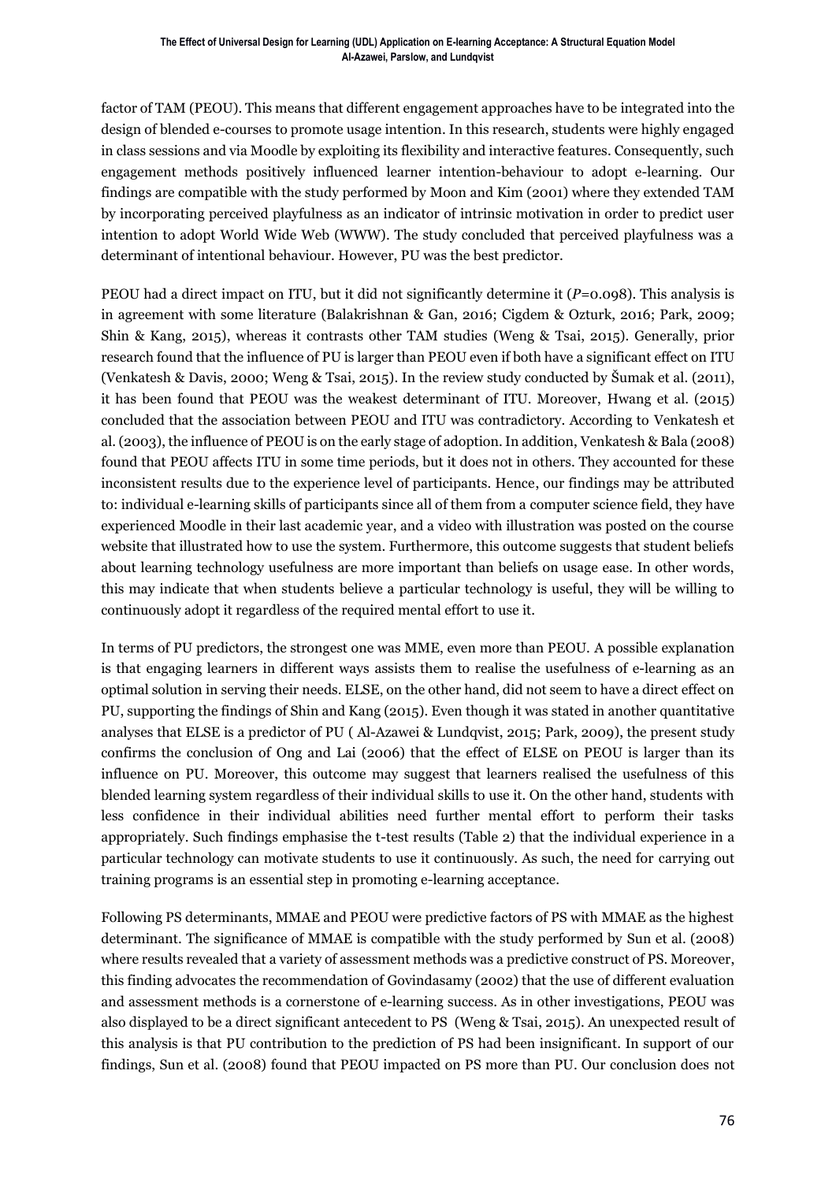factor of TAM (PEOU). This means that different engagement approaches have to be integrated into the design of blended e-courses to promote usage intention. In this research, students were highly engaged in class sessions and via Moodle by exploiting its flexibility and interactive features. Consequently, such engagement methods positively influenced learner intention-behaviour to adopt e-learning. Our findings are compatible with the study performed by Moon and Kim (2001) where they extended TAM by incorporating perceived playfulness as an indicator of intrinsic motivation in order to predict user intention to adopt World Wide Web (WWW). The study concluded that perceived playfulness was a determinant of intentional behaviour. However, PU was the best predictor.

PEOU had a direct impact on ITU, but it did not significantly determine it ($P$=0.098). This analysis is in agreement with some literature (Balakrishnan & Gan, 2016; Cigdem & Ozturk, 2016; Park, 2009; Shin & Kang, 2015), whereas it contrasts other TAM studies (Weng & Tsai, 2015). Generally, prior research found that the influence of PU is larger than PEOU even if both have a significant effect on ITU (Venkatesh & Davis, 2000; Weng & Tsai, 2015). In the review study conducted by Šumak et al. (2011), it has been found that PEOU was the weakest determinant of ITU. Moreover, Hwang et al. (2015) concluded that the association between PEOU and ITU was contradictory. According to Venkatesh et al. (2003), the influence of PEOU is on the early stage of adoption. In addition, Venkatesh & Bala (2008) found that PEOU affects ITU in some time periods, but it does not in others. They accounted for these inconsistent results due to the experience level of participants. Hence, our findings may be attributed to: individual e-learning skills of participants since all of them from a computer science field, they have experienced Moodle in their last academic year, and a video with illustration was posted on the course website that illustrated how to use the system. Furthermore, this outcome suggests that student beliefs about learning technology usefulness are more important than beliefs on usage ease. In other words, this may indicate that when students believe a particular technology is useful, they will be willing to continuously adopt it regardless of the required mental effort to use it.

In terms of PU predictors, the strongest one was MME, even more than PEOU. A possible explanation is that engaging learners in different ways assists them to realise the usefulness of e-learning as an optimal solution in serving their needs. ELSE, on the other hand, did not seem to have a direct effect on PU, supporting the findings of Shin and Kang (2015). Even though it was stated in another quantitative analyses that ELSE is a predictor of PU ( Al-Azawei & Lundqvist, 2015; Park, 2009), the present study confirms the conclusion of Ong and Lai (2006) that the effect of ELSE on PEOU is larger than its influence on PU. Moreover, this outcome may suggest that learners realised the usefulness of this blended learning system regardless of their individual skills to use it. On the other hand, students with less confidence in their individual abilities need further mental effort to perform their tasks appropriately. Such findings emphasise the t-test results (Table 2) that the individual experience in a particular technology can motivate students to use it continuously. As such, the need for carrying out training programs is an essential step in promoting e-learning acceptance.

Following PS determinants, MMAE and PEOU were predictive factors of PS with MMAE as the highest determinant. The significance of MMAE is compatible with the study performed by Sun et al. (2008) where results revealed that a variety of assessment methods was a predictive construct of PS. Moreover, this finding advocates the recommendation of Govindasamy (2002) that the use of different evaluation and assessment methods is a cornerstone of e-learning success. As in other investigations, PEOU was also displayed to be a direct significant antecedent to PS (Weng & Tsai, 2015). An unexpected result of this analysis is that PU contribution to the prediction of PS had been insignificant. In support of our findings, Sun et al. (2008) found that PEOU impacted on PS more than PU. Our conclusion does not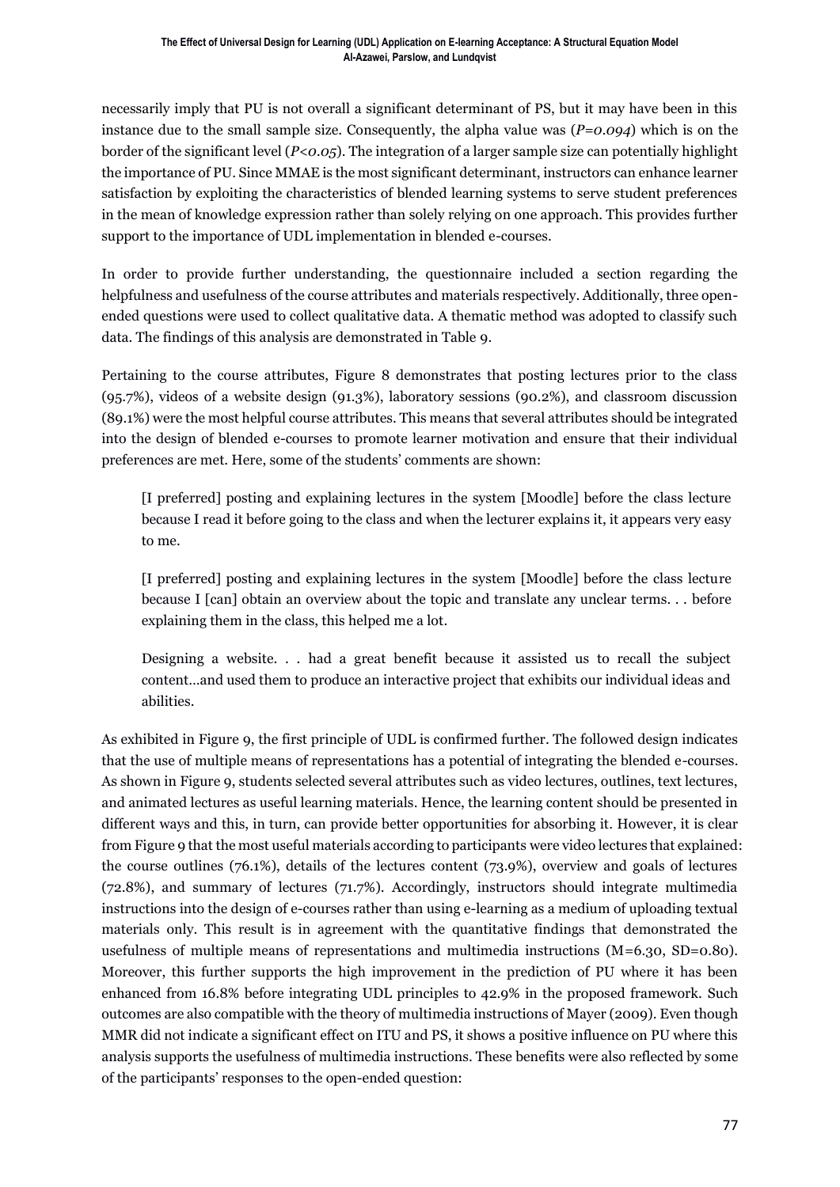necessarily imply that PU is not overall a significant determinant of PS, but it may have been in this instance due to the small sample size. Consequently, the alpha value was ($P=0.094$) which is on the border of the significant level ($P<0.05$). The integration of a larger sample size can potentially highlight the importance of PU. Since MMAE is the most significant determinant, instructors can enhance learner satisfaction by exploiting the characteristics of blended learning systems to serve student preferences in the mean of knowledge expression rather than solely relying on one approach. This provides further support to the importance of UDL implementation in blended e-courses.

In order to provide further understanding, the questionnaire included a section regarding the helpfulness and usefulness of the course attributes and materials respectively. Additionally, three open-ended questions were used to collect qualitative data. A thematic method was adopted to classify such data. The findings of this analysis are demonstrated in Table 9.

Pertaining to the course attributes, Figure 8 demonstrates that posting lectures prior to the class (95.7%), videos of a website design (91.3%), laboratory sessions (90.2%), and classroom discussion (89.1%) were the most helpful course attributes. This means that several attributes should be integrated into the design of blended e-courses to promote learner motivation and ensure that their individual preferences are met. Here, some of the students' comments are shown:

> [I preferred] posting and explaining lectures in the system [Moodle] before the class lecture because I read it before going to the class and when the lecturer explains it, it appears very easy to me.
>
> [I preferred] posting and explaining lectures in the system [Moodle] before the class lecture because I [can] obtain an overview about the topic and translate any unclear terms. . . before explaining them in the class, this helped me a lot.
>
> Designing a website. . . had a great benefit because it assisted us to recall the subject content…and used them to produce an interactive project that exhibits our individual ideas and abilities.

As exhibited in Figure 9, the first principle of UDL is confirmed further. The followed design indicates that the use of multiple means of representations has a potential of integrating the blended e-courses. As shown in Figure 9, students selected several attributes such as video lectures, outlines, text lectures, and animated lectures as useful learning materials. Hence, the learning content should be presented in different ways and this, in turn, can provide better opportunities for absorbing it. However, it is clear from Figure 9 that the most useful materials according to participants were video lectures that explained: the course outlines (76.1%), details of the lectures content (73.9%), overview and goals of lectures (72.8%), and summary of lectures (71.7%). Accordingly, instructors should integrate multimedia instructions into the design of e-courses rather than using e-learning as a medium of uploading textual materials only. This result is in agreement with the quantitative findings that demonstrated the usefulness of multiple means of representations and multimedia instructions ($M=6.30$, $SD=0.80$). Moreover, this further supports the high improvement in the prediction of PU where it has been enhanced from 16.8% before integrating UDL principles to 42.9% in the proposed framework. Such outcomes are also compatible with the theory of multimedia instructions of Mayer (2009). Even though MMR did not indicate a significant effect on ITU and PS, it shows a positive influence on PU where this analysis supports the usefulness of multimedia instructions. These benefits were also reflected by some of the participants' responses to the open-ended question: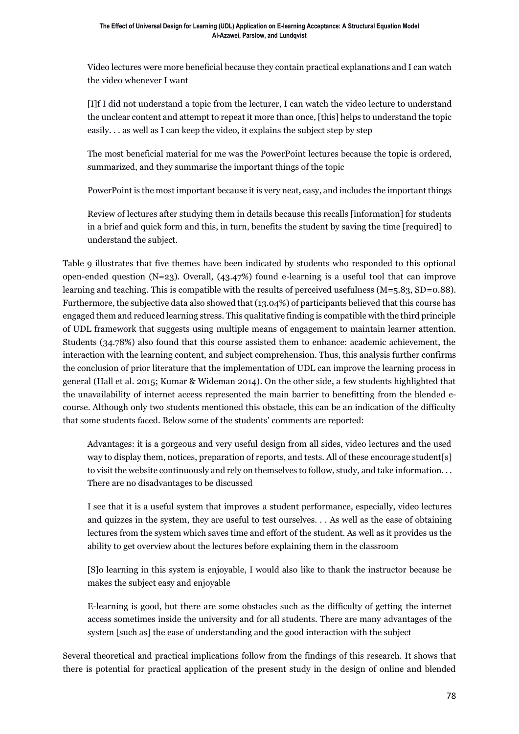> Video lectures were more beneficial because they contain practical explanations and I can watch the video whenever I want

> [I]f I did not understand a topic from the lecturer, I can watch the video lecture to understand the unclear content and attempt to repeat it more than once, [this] helps to understand the topic easily. . . as well as I can keep the video, it explains the subject step by step

> The most beneficial material for me was the PowerPoint lectures because the topic is ordered, summarized, and they summarise the important things of the topic

> PowerPoint is the most important because it is very neat, easy, and includes the important things

> Review of lectures after studying them in details because this recalls [information] for students in a brief and quick form and this, in turn, benefits the student by saving the time [required] to understand the subject.

Table 9 illustrates that five themes have been indicated by students who responded to this optional open-ended question (N=23). Overall, (43.47%) found e-learning is a useful tool that can improve learning and teaching. This is compatible with the results of perceived usefulness (M=5.83, SD=0.88). Furthermore, the subjective data also showed that (13.04%) of participants believed that this course has engaged them and reduced learning stress. This qualitative finding is compatible with the third principle of UDL framework that suggests using multiple means of engagement to maintain learner attention. Students (34.78%) also found that this course assisted them to enhance: academic achievement, the interaction with the learning content, and subject comprehension. Thus, this analysis further confirms the conclusion of prior literature that the implementation of UDL can improve the learning process in general (Hall et al. 2015; Kumar & Wideman 2014). On the other side, a few students highlighted that the unavailability of internet access represented the main barrier to benefitting from the blended e-course. Although only two students mentioned this obstacle, this can be an indication of the difficulty that some students faced. Below some of the students' comments are reported:

> Advantages: it is a gorgeous and very useful design from all sides, video lectures and the used way to display them, notices, preparation of reports, and tests. All of these encourage student[s] to visit the website continuously and rely on themselves to follow, study, and take information. . . There are no disadvantages to be discussed

> I see that it is a useful system that improves a student performance, especially, video lectures and quizzes in the system, they are useful to test ourselves. . . As well as the ease of obtaining lectures from the system which saves time and effort of the student. As well as it provides us the ability to get overview about the lectures before explaining them in the classroom

> [S]o learning in this system is enjoyable, I would also like to thank the instructor because he makes the subject easy and enjoyable

> E-learning is good, but there are some obstacles such as the difficulty of getting the internet access sometimes inside the university and for all students. There are many advantages of the system [such as] the ease of understanding and the good interaction with the subject

Several theoretical and practical implications follow from the findings of this research. It shows that there is potential for practical application of the present study in the design of online and blended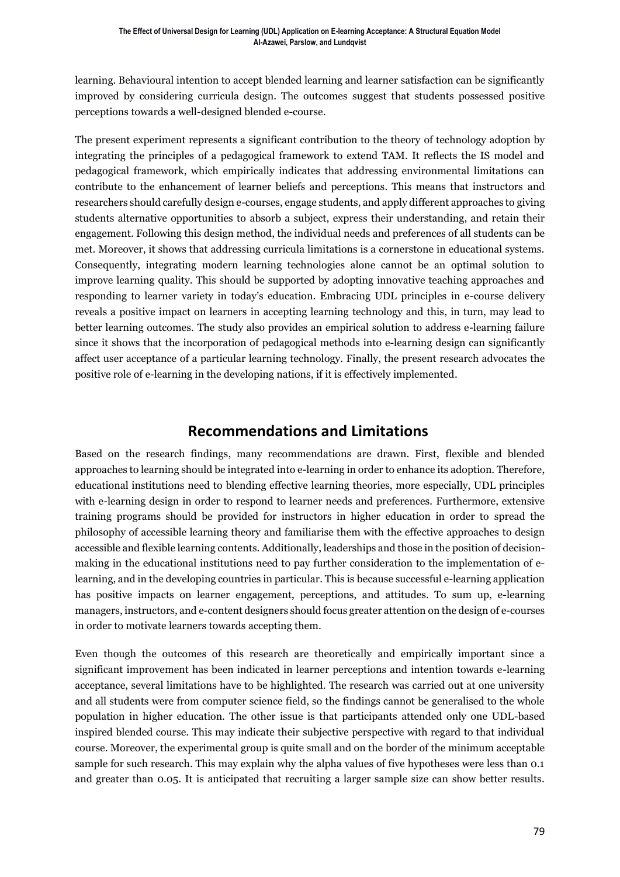learning. Behavioural intention to accept blended learning and learner satisfaction can be significantly improved by considering curricula design. The outcomes suggest that students possessed positive perceptions towards a well-designed blended e-course.

The present experiment represents a significant contribution to the theory of technology adoption by integrating the principles of a pedagogical framework to extend TAM. It reflects the IS model and pedagogical framework, which empirically indicates that addressing environmental limitations can contribute to the enhancement of learner beliefs and perceptions. This means that instructors and researchers should carefully design e-courses, engage students, and apply different approaches to giving students alternative opportunities to absorb a subject, express their understanding, and retain their engagement. Following this design method, the individual needs and preferences of all students can be met. Moreover, it shows that addressing curricula limitations is a cornerstone in educational systems. Consequently, integrating modern learning technologies alone cannot be an optimal solution to improve learning quality. This should be supported by adopting innovative teaching approaches and responding to learner variety in today's education. Embracing UDL principles in e-course delivery reveals a positive impact on learners in accepting learning technology and this, in turn, may lead to better learning outcomes. The study also provides an empirical solution to address e-learning failure since it shows that the incorporation of pedagogical methods into e-learning design can significantly affect user acceptance of a particular learning technology. Finally, the present research advocates the positive role of e-learning in the developing nations, if it is effectively implemented.

## Recommendations and Limitations

Based on the research findings, many recommendations are drawn. First, flexible and blended approaches to learning should be integrated into e-learning in order to enhance its adoption. Therefore, educational institutions need to blending effective learning theories, more especially, UDL principles with e-learning design in order to respond to learner needs and preferences. Furthermore, extensive training programs should be provided for instructors in higher education in order to spread the philosophy of accessible learning theory and familiarise them with the effective approaches to design accessible and flexible learning contents. Additionally, leaderships and those in the position of decision-making in the educational institutions need to pay further consideration to the implementation of e-learning, and in the developing countries in particular. This is because successful e-learning application has positive impacts on learner engagement, perceptions, and attitudes. To sum up, e-learning managers, instructors, and e-content designers should focus greater attention on the design of e-courses in order to motivate learners towards accepting them.

Even though the outcomes of this research are theoretically and empirically important since a significant improvement has been indicated in learner perceptions and intention towards e-learning acceptance, several limitations have to be highlighted. The research was carried out at one university and all students were from computer science field, so the findings cannot be generalised to the whole population in higher education. The other issue is that participants attended only one UDL-based inspired blended course. This may indicate their subjective perspective with regard to that individual course. Moreover, the experimental group is quite small and on the border of the minimum acceptable sample for such research. This may explain why the alpha values of five hypotheses were less than 0.1 and greater than 0.05. It is anticipated that recruiting a larger sample size can show better results.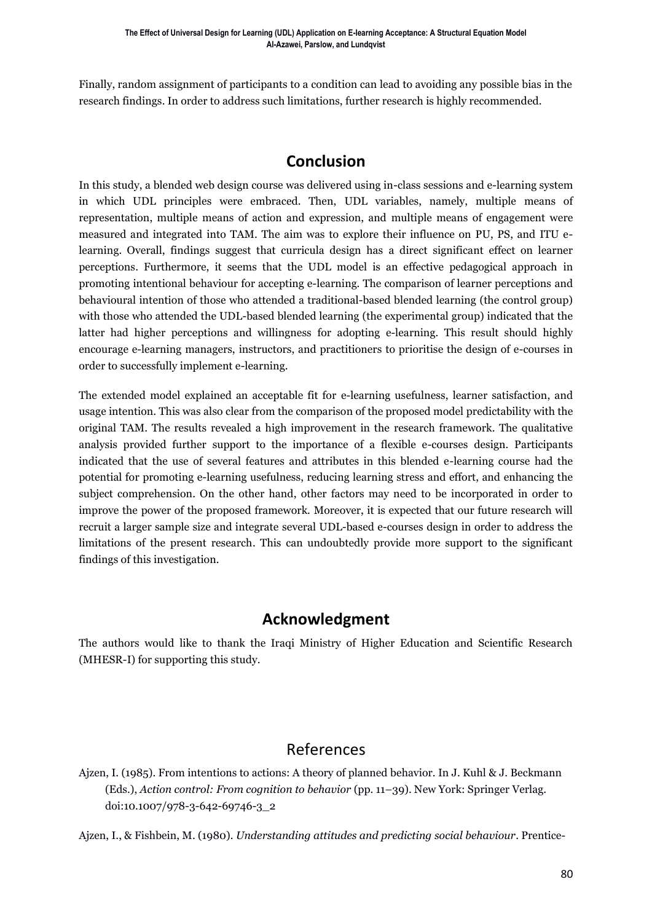Finally, random assignment of participants to a condition can lead to avoiding any possible bias in the research findings. In order to address such limitations, further research is highly recommended.

## Conclusion

In this study, a blended web design course was delivered using in-class sessions and e-learning system in which UDL principles were embraced. Then, UDL variables, namely, multiple means of representation, multiple means of action and expression, and multiple means of engagement were measured and integrated into TAM. The aim was to explore their influence on PU, PS, and ITU e-learning. Overall, findings suggest that curricula design has a direct significant effect on learner perceptions. Furthermore, it seems that the UDL model is an effective pedagogical approach in promoting intentional behaviour for accepting e-learning. The comparison of learner perceptions and behavioural intention of those who attended a traditional-based blended learning (the control group) with those who attended the UDL-based blended learning (the experimental group) indicated that the latter had higher perceptions and willingness for adopting e-learning. This result should highly encourage e-learning managers, instructors, and practitioners to prioritise the design of e-courses in order to successfully implement e-learning.

The extended model explained an acceptable fit for e-learning usefulness, learner satisfaction, and usage intention. This was also clear from the comparison of the proposed model predictability with the original TAM. The results revealed a high improvement in the research framework. The qualitative analysis provided further support to the importance of a flexible e-courses design. Participants indicated that the use of several features and attributes in this blended e-learning course had the potential for promoting e-learning usefulness, reducing learning stress and effort, and enhancing the subject comprehension. On the other hand, other factors may need to be incorporated in order to improve the power of the proposed framework. Moreover, it is expected that our future research will recruit a larger sample size and integrate several UDL-based e-courses design in order to address the limitations of the present research. This can undoubtedly provide more support to the significant findings of this investigation.

## Acknowledgment

The authors would like to thank the Iraqi Ministry of Higher Education and Scientific Research (MHESR-I) for supporting this study.

## References

Ajzen, I. (1985). From intentions to actions: A theory of planned behavior. In J. Kuhl & J. Beckmann (Eds.), *Action control: From cognition to behavior* (pp. 11–39). New York: Springer Verlag. doi:10.1007/978-3-642-69746-3_2

Ajzen, I., & Fishbein, M. (1980). *Understanding attitudes and predicting social behaviour*. Prentice-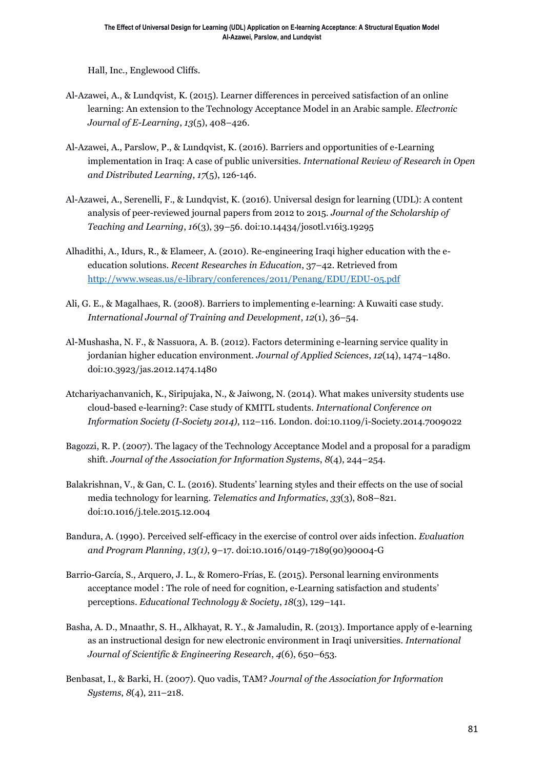Hall, Inc., Englewood Cliffs.

Al-Azawei, A., & Lundqvist, K. (2015). Learner differences in perceived satisfaction of an online learning: An extension to the Technology Acceptance Model in an Arabic sample. *Electronic Journal of E-Learning*, *13*(5), 408–426.

Al-Azawei, A., Parslow, P., & Lundqvist, K. (2016). Barriers and opportunities of e-Learning implementation in Iraq: A case of public universities. *International Review of Research in Open and Distributed Learning*, *17*(5), 126-146.

Al-Azawei, A., Serenelli, F., & Lundqvist, K. (2016). Universal design for learning (UDL): A content analysis of peer-reviewed journal papers from 2012 to 2015. *Journal of the Scholarship of Teaching and Learning*, *16*(3), 39–56. doi:10.14434/josotl.v16i3.19295

Alhadithi, A., Idurs, R., & Elameer, A. (2010). Re-engineering Iraqi higher education with the e-education solutions. *Recent Researches in Education*, 37–42. Retrieved from http://www.wseas.us/e-library/conferences/2011/Penang/EDU/EDU-05.pdf

Ali, G. E., & Magalhaes, R. (2008). Barriers to implementing e-learning: A Kuwaiti case study. *International Journal of Training and Development*, *12*(1), 36–54.

Al-Mushasha, N. F., & Nassuora, A. B. (2012). Factors determining e-learning service quality in jordanian higher education environment. *Journal of Applied Sciences*, *12*(14), 1474–1480. doi:10.3923/jas.2012.1474.1480

Atchariyachanvanich, K., Siripujaka, N., & Jaiwong, N. (2014). What makes university students use cloud-based e-learning?: Case study of KMITL students. *International Conference on Information Society (I-Society 2014)*, 112–116. London. doi:10.1109/i-Society.2014.7009022

Bagozzi, R. P. (2007). The lagacy of the Technology Acceptance Model and a proposal for a paradigm shift. *Journal of the Association for Information Systems*, *8*(4), 244–254.

Balakrishnan, V., & Gan, C. L. (2016). Students' learning styles and their effects on the use of social media technology for learning. *Telematics and Informatics*, *33*(3), 808–821. doi:10.1016/j.tele.2015.12.004

Bandura, A. (1990). Perceived self-efficacy in the exercise of control over aids infection. *Evaluation and Program Planning*, *13(1)*, 9–17. doi:10.1016/0149-7189(90)90004-G

Barrio-García, S., Arquero, J. L., & Romero-Frías, E. (2015). Personal learning environments acceptance model : The role of need for cognition, e-Learning satisfaction and students' perceptions. *Educational Technology & Society*, *18*(3), 129–141.

Basha, A. D., Mnaathr, S. H., Alkhayat, R. Y., & Jamaludin, R. (2013). Importance apply of e-learning as an instructional design for new electronic environment in Iraqi universities. *International Journal of Scientific & Engineering Research*, *4*(6), 650–653.

Benbasat, I., & Barki, H. (2007). Quo vadis, TAM? *Journal of the Association for Information Systems*, *8*(4), 211–218.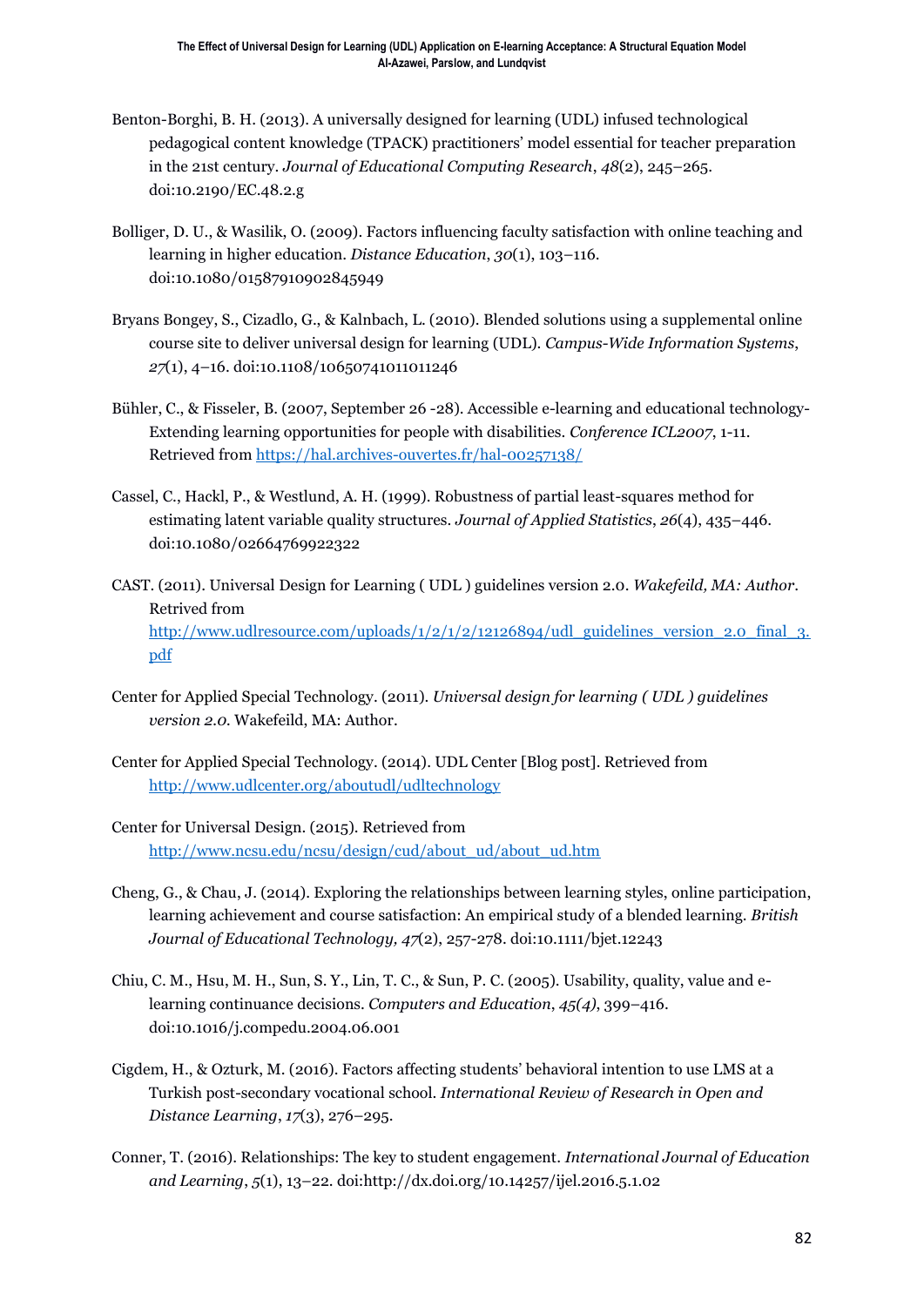Benton-Borghi, B. H. (2013). A universally designed for learning (UDL) infused technological pedagogical content knowledge (TPACK) practitioners' model essential for teacher preparation in the 21st century. *Journal of Educational Computing Research*, *48*(2), 245–265. doi:10.2190/EC.48.2.g

Bolliger, D. U., & Wasilik, O. (2009). Factors influencing faculty satisfaction with online teaching and learning in higher education. *Distance Education*, *30*(1), 103–116. doi:10.1080/01587910902845949

Bryans Bongey, S., Cizadlo, G., & Kalnbach, L. (2010). Blended solutions using a supplemental online course site to deliver universal design for learning (UDL). *Campus-Wide Information Systems*, *27*(1), 4–16. doi:10.1108/10650741011011246

Bühler, C., & Fisseler, B. (2007, September 26 -28). Accessible e-learning and educational technology- Extending learning opportunities for people with disabilities. *Conference ICL2007*, 1-11. Retrieved from https://hal.archives-ouvertes.fr/hal-00257138/

Cassel, C., Hackl, P., & Westlund, A. H. (1999). Robustness of partial least-squares method for estimating latent variable quality structures. *Journal of Applied Statistics*, *26*(4), 435–446. doi:10.1080/02664769922322

CAST. (2011). Universal Design for Learning ( UDL ) guidelines version 2.0. *Wakefeild, MA: Author*. Retrived from http://www.udlresource.com/uploads/1/2/1/2/12126894/udl_guidelines_version_2.0_final_3.pdf

Center for Applied Special Technology. (2011). *Universal design for learning ( UDL ) guidelines version 2.0*. Wakefeild, MA: Author.

Center for Applied Special Technology. (2014). UDL Center [Blog post]. Retrieved from http://www.udlcenter.org/aboutudl/udltechnology

Center for Universal Design. (2015). Retrieved from http://www.ncsu.edu/ncsu/design/cud/about_ud/about_ud.htm

Cheng, G., & Chau, J. (2014). Exploring the relationships between learning styles, online participation, learning achievement and course satisfaction: An empirical study of a blended learning. *British Journal of Educational Technology, 47*(2), 257-278. doi:10.1111/bjet.12243

Chiu, C. M., Hsu, M. H., Sun, S. Y., Lin, T. C., & Sun, P. C. (2005). Usability, quality, value and e-learning continuance decisions. *Computers and Education*, *45(4)*, 399–416. doi:10.1016/j.compedu.2004.06.001

Cigdem, H., & Ozturk, M. (2016). Factors affecting students' behavioral intention to use LMS at a Turkish post-secondary vocational school. *International Review of Research in Open and Distance Learning*, *17*(3), 276–295.

Conner, T. (2016). Relationships: The key to student engagement. *International Journal of Education and Learning*, *5*(1), 13–22. doi:http://dx.doi.org/10.14257/ijel.2016.5.1.02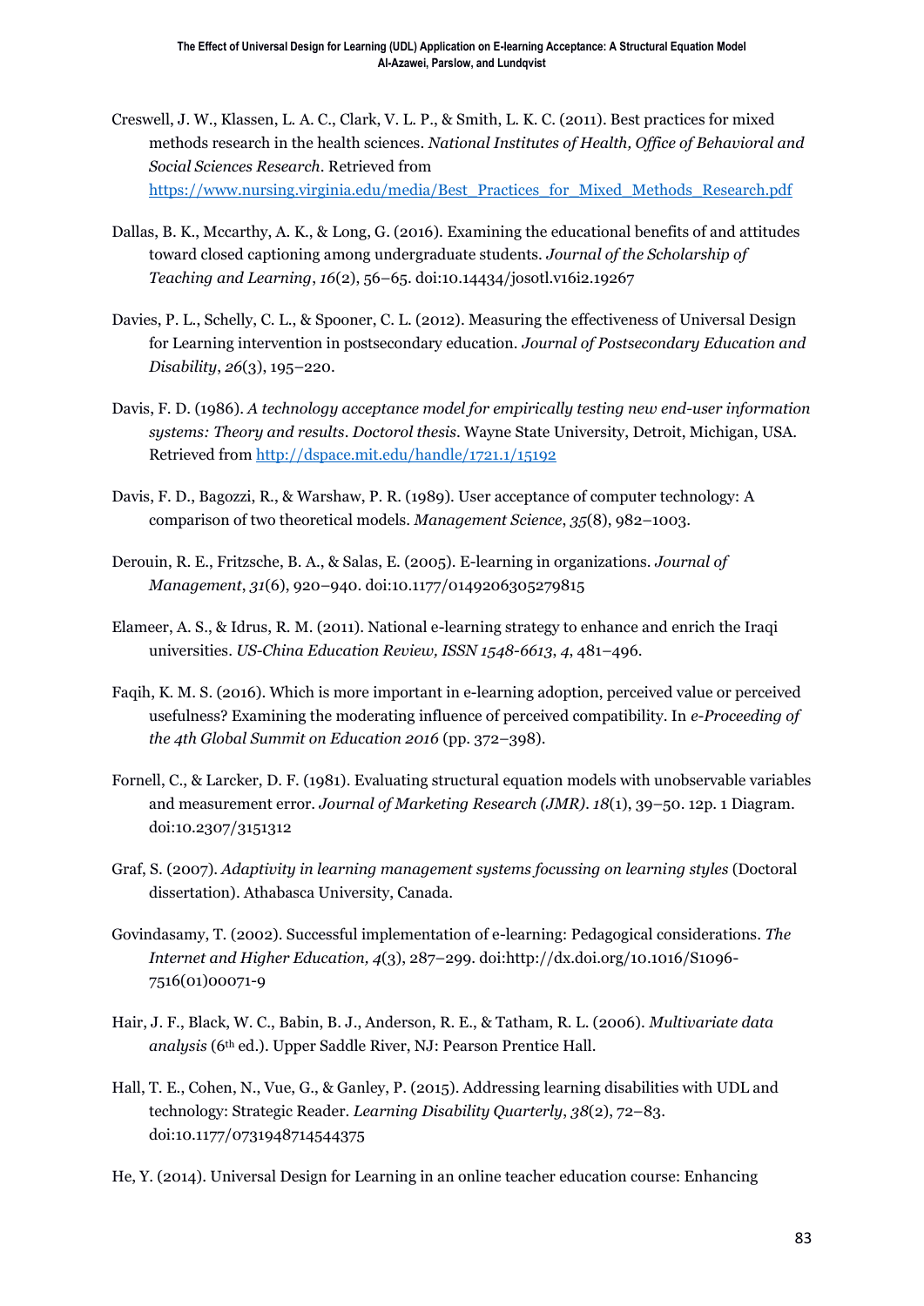Creswell, J. W., Klassen, L. A. C., Clark, V. L. P., & Smith, L. K. C. (2011). Best practices for mixed methods research in the health sciences. *National Institutes of Health, Office of Behavioral and Social Sciences Research*. Retrieved from https://www.nursing.virginia.edu/media/Best_Practices_for_Mixed_Methods_Research.pdf

Dallas, B. K., Mccarthy, A. K., & Long, G. (2016). Examining the educational benefits of and attitudes toward closed captioning among undergraduate students. *Journal of the Scholarship of Teaching and Learning*, *16*(2), 56–65. doi:10.14434/josotl.v16i2.19267

Davies, P. L., Schelly, C. L., & Spooner, C. L. (2012). Measuring the effectiveness of Universal Design for Learning intervention in postsecondary education. *Journal of Postsecondary Education and Disability*, *26*(3), 195–220.

Davis, F. D. (1986). *A technology acceptance model for empirically testing new end-user information systems: Theory and results*. *Doctorol thesis*. Wayne State University, Detroit, Michigan, USA. Retrieved from http://dspace.mit.edu/handle/1721.1/15192

Davis, F. D., Bagozzi, R., & Warshaw, P. R. (1989). User acceptance of computer technology: A comparison of two theoretical models. *Management Science*, *35*(8), 982–1003.

Derouin, R. E., Fritzsche, B. A., & Salas, E. (2005). E-learning in organizations. *Journal of Management*, *31*(6), 920–940. doi:10.1177/0149206305279815

Elameer, A. S., & Idrus, R. M. (2011). National e-learning strategy to enhance and enrich the Iraqi universities. *US-China Education Review, ISSN 1548-6613*, *4*, 481–496.

Faqih, K. M. S. (2016). Which is more important in e-learning adoption, perceived value or perceived usefulness? Examining the moderating influence of perceived compatibility. In *e-Proceeding of the 4th Global Summit on Education 2016* (pp. 372–398).

Fornell, C., & Larcker, D. F. (1981). Evaluating structural equation models with unobservable variables and measurement error. *Journal of Marketing Research (JMR)*. *18*(1), 39–50. 12p. 1 Diagram. doi:10.2307/3151312

Graf, S. (2007). *Adaptivity in learning management systems focussing on learning styles* (Doctoral dissertation). Athabasca University, Canada.

Govindasamy, T. (2002). Successful implementation of e-learning: Pedagogical considerations. *The Internet and Higher Education, 4*(3), 287–299. doi:http://dx.doi.org/10.1016/S1096-7516(01)00071-9

Hair, J. F., Black, W. C., Babin, B. J., Anderson, R. E., & Tatham, R. L. (2006). *Multivariate data analysis* (6th ed.). Upper Saddle River, NJ: Pearson Prentice Hall.

Hall, T. E., Cohen, N., Vue, G., & Ganley, P. (2015). Addressing learning disabilities with UDL and technology: Strategic Reader. *Learning Disability Quarterly*, *38*(2), 72–83. doi:10.1177/0731948714544375

He, Y. (2014). Universal Design for Learning in an online teacher education course: Enhancing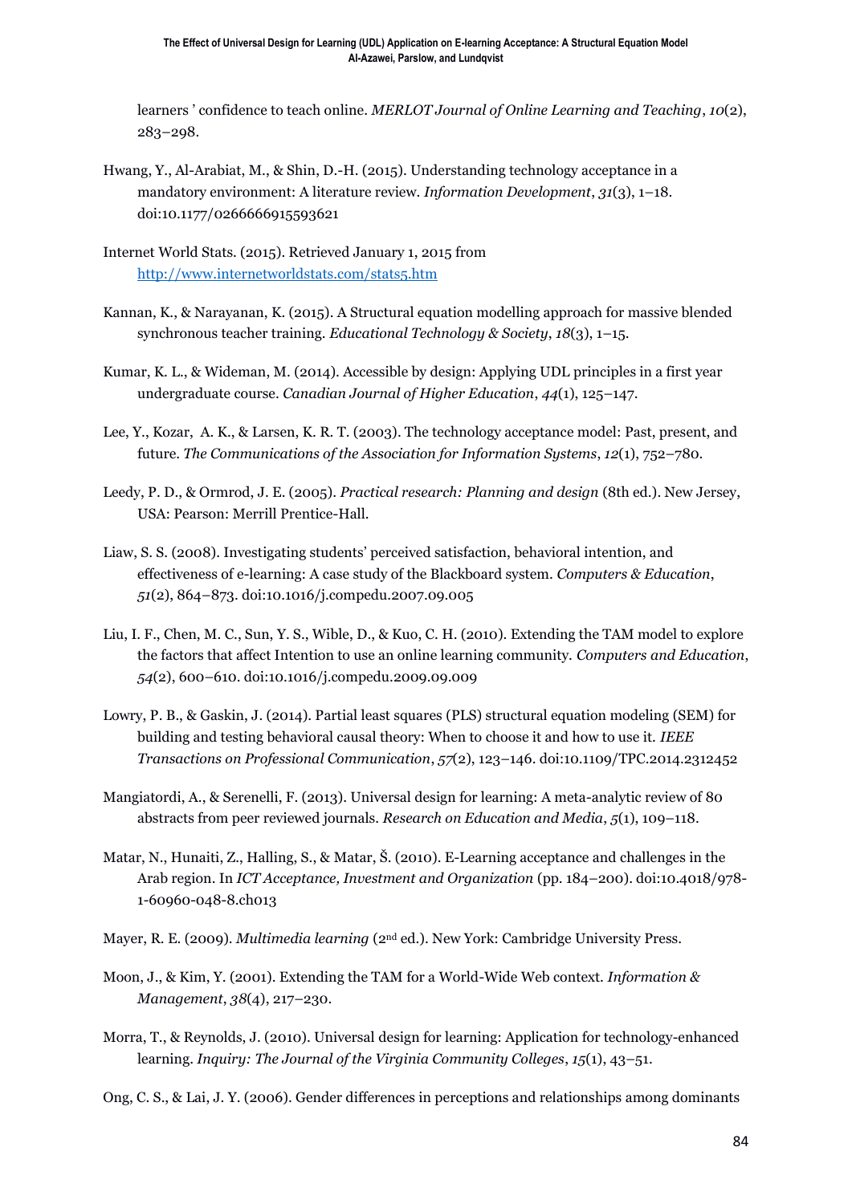learners ' confidence to teach online. *MERLOT Journal of Online Learning and Teaching*, *10*(2), 283–298.

Hwang, Y., Al-Arabiat, M., & Shin, D.-H. (2015). Understanding technology acceptance in a mandatory environment: A literature review. *Information Development*, *31*(3), 1–18. doi:10.1177/0266666915593621

Internet World Stats. (2015). Retrieved January 1, 2015 from [http://www.internetworldstats.com/stats5.htm](http://www.internetworldstats.com/stats5.htm)

Kannan, K., & Narayanan, K. (2015). A Structural equation modelling approach for massive blended synchronous teacher training. *Educational Technology & Society*, *18*(3), 1–15.

Kumar, K. L., & Wideman, M. (2014). Accessible by design: Applying UDL principles in a first year undergraduate course. *Canadian Journal of Higher Education*, *44*(1), 125–147.

Lee, Y., Kozar, A. K., & Larsen, K. R. T. (2003). The technology acceptance model: Past, present, and future. *The Communications of the Association for Information Systems*, *12*(1), 752–780.

Leedy, P. D., & Ormrod, J. E. (2005). *Practical research: Planning and design* (8th ed.). New Jersey, USA: Pearson: Merrill Prentice-Hall.

Liaw, S. S. (2008). Investigating students' perceived satisfaction, behavioral intention, and effectiveness of e-learning: A case study of the Blackboard system. *Computers & Education*, *51*(2), 864–873. doi:10.1016/j.compedu.2007.09.005

Liu, I. F., Chen, M. C., Sun, Y. S., Wible, D., & Kuo, C. H. (2010). Extending the TAM model to explore the factors that affect Intention to use an online learning community. *Computers and Education*, *54*(2), 600–610. doi:10.1016/j.compedu.2009.09.009

Lowry, P. B., & Gaskin, J. (2014). Partial least squares (PLS) structural equation modeling (SEM) for building and testing behavioral causal theory: When to choose it and how to use it. *IEEE Transactions on Professional Communication*, *57*(2), 123–146. doi:10.1109/TPC.2014.2312452

Mangiatordi, A., & Serenelli, F. (2013). Universal design for learning: A meta-analytic review of 80 abstracts from peer reviewed journals. *Research on Education and Media*, *5*(1), 109–118.

Matar, N., Hunaiti, Z., Halling, S., & Matar, Š. (2010). E-Learning acceptance and challenges in the Arab region. In *ICT Acceptance, Investment and Organization* (pp. 184–200). doi:10.4018/978-1-60960-048-8.ch013

Mayer, R. E. (2009). *Multimedia learning* (2nd ed.). New York: Cambridge University Press.

Moon, J., & Kim, Y. (2001). Extending the TAM for a World-Wide Web context. *Information & Management*, *38*(4), 217–230.

Morra, T., & Reynolds, J. (2010). Universal design for learning: Application for technology-enhanced learning. *Inquiry: The Journal of the Virginia Community Colleges*, *15*(1), 43–51.

Ong, C. S., & Lai, J. Y. (2006). Gender differences in perceptions and relationships among dominants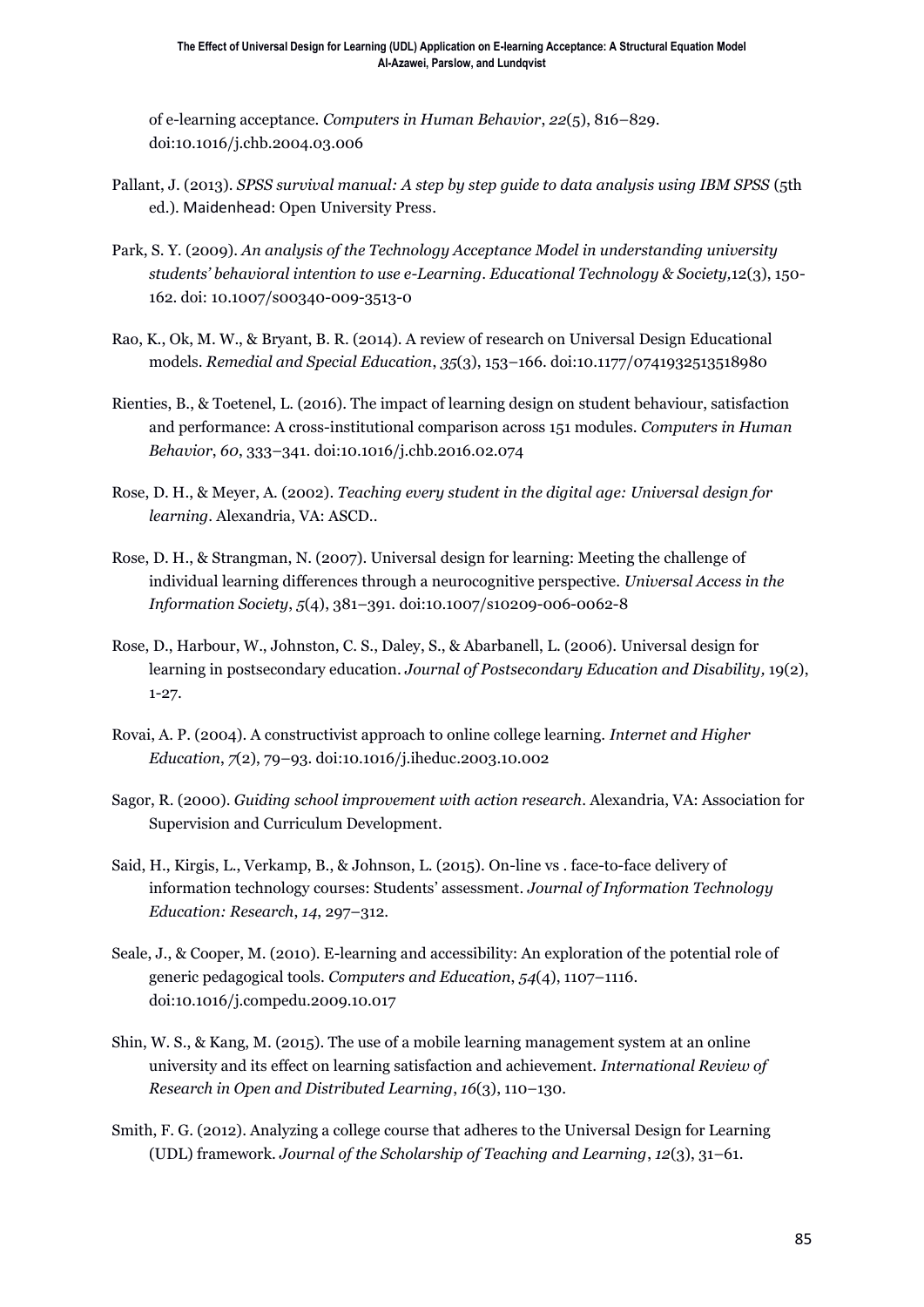of e-learning acceptance. *Computers in Human Behavior*, *22*(5), 816–829. doi:10.1016/j.chb.2004.03.006

Pallant, J. (2013). *SPSS survival manual: A step by step guide to data analysis using IBM SPSS* (5th ed.). Maidenhead: Open University Press.

Park, S. Y. (2009). *An analysis of the Technology Acceptance Model in understanding university students' behavioral intention to use e-Learning*. *Educational Technology & Society,*12(3), 150-162. doi: 10.1007/s00340-009-3513-0

Rao, K., Ok, M. W., & Bryant, B. R. (2014). A review of research on Universal Design Educational models. *Remedial and Special Education*, *35*(3), 153–166. doi:10.1177/0741932513518980

Rienties, B., & Toetenel, L. (2016). The impact of learning design on student behaviour, satisfaction and performance: A cross-institutional comparison across 151 modules. *Computers in Human Behavior*, *60*, 333–341. doi:10.1016/j.chb.2016.02.074

Rose, D. H., & Meyer, A. (2002). *Teaching every student in the digital age: Universal design for learning*. Alexandria, VA: ASCD..

Rose, D. H., & Strangman, N. (2007). Universal design for learning: Meeting the challenge of individual learning differences through a neurocognitive perspective. *Universal Access in the Information Society*, *5*(4), 381–391. doi:10.1007/s10209-006-0062-8

Rose, D., Harbour, W., Johnston, C. S., Daley, S., & Abarbanell, L. (2006). Universal design for learning in postsecondary education. *Journal of Postsecondary Education and Disability,* 19(2), 1-27.

Rovai, A. P. (2004). A constructivist approach to online college learning. *Internet and Higher Education*, *7*(2), 79–93. doi:10.1016/j.iheduc.2003.10.002

Sagor, R. (2000). *Guiding school improvement with action research*. Alexandria, VA: Association for Supervision and Curriculum Development.

Said, H., Kirgis, L., Verkamp, B., & Johnson, L. (2015). On-line vs . face-to-face delivery of information technology courses: Students' assessment. *Journal of Information Technology Education: Research*, *14*, 297–312.

Seale, J., & Cooper, M. (2010). E-learning and accessibility: An exploration of the potential role of generic pedagogical tools. *Computers and Education*, *54*(4), 1107–1116. doi:10.1016/j.compedu.2009.10.017

Shin, W. S., & Kang, M. (2015). The use of a mobile learning management system at an online university and its effect on learning satisfaction and achievement. *International Review of Research in Open and Distributed Learning*, *16*(3), 110–130.

Smith, F. G. (2012). Analyzing a college course that adheres to the Universal Design for Learning (UDL) framework. *Journal of the Scholarship of Teaching and Learning*, *12*(3), 31–61.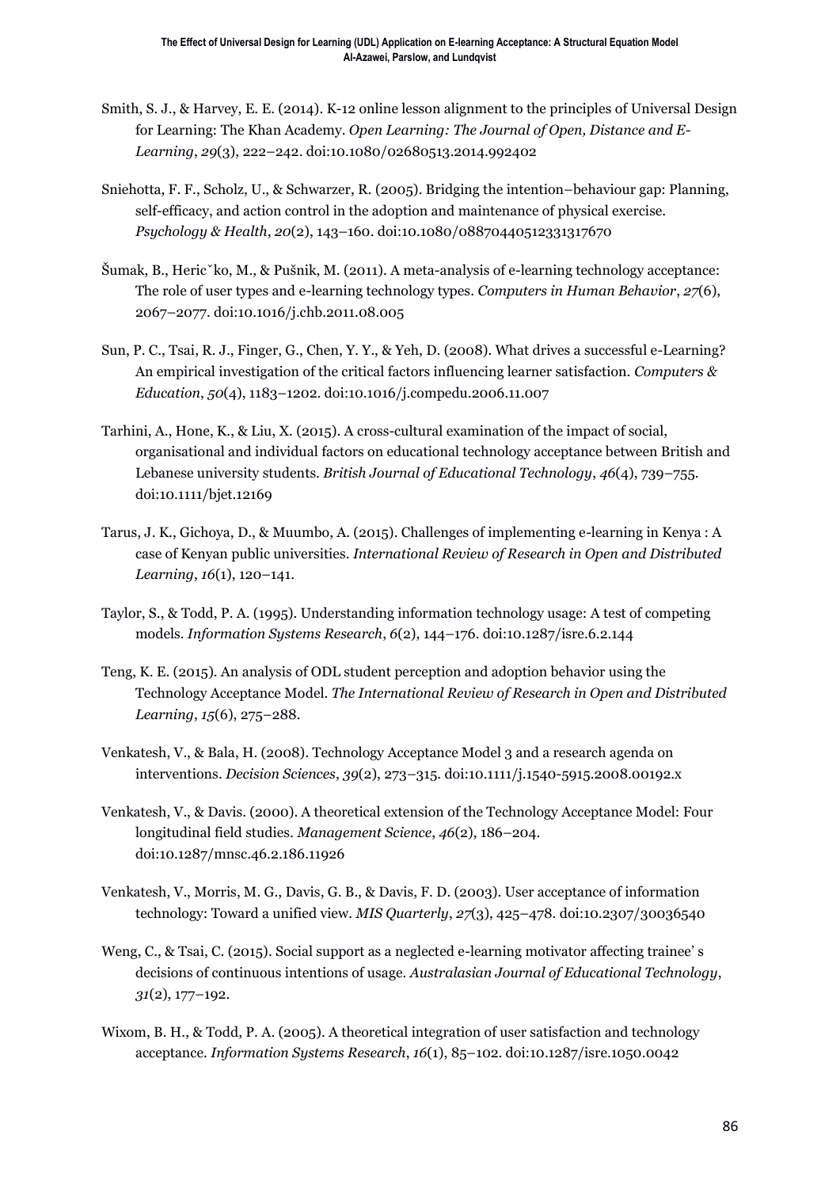Smith, S. J., & Harvey, E. E. (2014). K-12 online lesson alignment to the principles of Universal Design for Learning: The Khan Academy. *Open Learning: The Journal of Open, Distance and E-Learning*, *29*(3), 222–242. doi:10.1080/02680513.2014.992402

Sniehotta, F. F., Scholz, U., & Schwarzer, R. (2005). Bridging the intention–behaviour gap: Planning, self-efficacy, and action control in the adoption and maintenance of physical exercise. *Psychology & Health*, *20*(2), 143–160. doi:10.1080/08870440512331317670

Šumak, B., Heric˘ko, M., & Pušnik, M. (2011). A meta-analysis of e-learning technology acceptance: The role of user types and e-learning technology types. *Computers in Human Behavior*, *27*(6), 2067–2077. doi:10.1016/j.chb.2011.08.005

Sun, P. C., Tsai, R. J., Finger, G., Chen, Y. Y., & Yeh, D. (2008). What drives a successful e-Learning? An empirical investigation of the critical factors influencing learner satisfaction. *Computers & Education*, *50*(4), 1183–1202. doi:10.1016/j.compedu.2006.11.007

Tarhini, A., Hone, K., & Liu, X. (2015). A cross-cultural examination of the impact of social, organisational and individual factors on educational technology acceptance between British and Lebanese university students. *British Journal of Educational Technology*, *46*(4), 739–755. doi:10.1111/bjet.12169

Tarus, J. K., Gichoya, D., & Muumbo, A. (2015). Challenges of implementing e-learning in Kenya : A case of Kenyan public universities. *International Review of Research in Open and Distributed Learning*, *16*(1), 120–141.

Taylor, S., & Todd, P. A. (1995). Understanding information technology usage: A test of competing models. *Information Systems Research*, *6*(2), 144–176. doi:10.1287/isre.6.2.144

Teng, K. E. (2015). An analysis of ODL student perception and adoption behavior using the Technology Acceptance Model. *The International Review of Research in Open and Distributed Learning*, *15*(6), 275–288.

Venkatesh, V., & Bala, H. (2008). Technology Acceptance Model 3 and a research agenda on interventions. *Decision Sciences*, *39*(2), 273–315. doi:10.1111/j.1540-5915.2008.00192.x

Venkatesh, V., & Davis. (2000). A theoretical extension of the Technology Acceptance Model: Four longitudinal field studies. *Management Science*, *46*(2), 186–204. doi:10.1287/mnsc.46.2.186.11926

Venkatesh, V., Morris, M. G., Davis, G. B., & Davis, F. D. (2003). User acceptance of information technology: Toward a unified view. *MIS Quarterly*, *27*(3), 425–478. doi:10.2307/30036540

Weng, C., & Tsai, C. (2015). Social support as a neglected e-learning motivator affecting trainee' s decisions of continuous intentions of usage. *Australasian Journal of Educational Technology*, *31*(2), 177–192.

Wixom, B. H., & Todd, P. A. (2005). A theoretical integration of user satisfaction and technology acceptance. *Information Systems Research*, *16*(1), 85–102. doi:10.1287/isre.1050.0042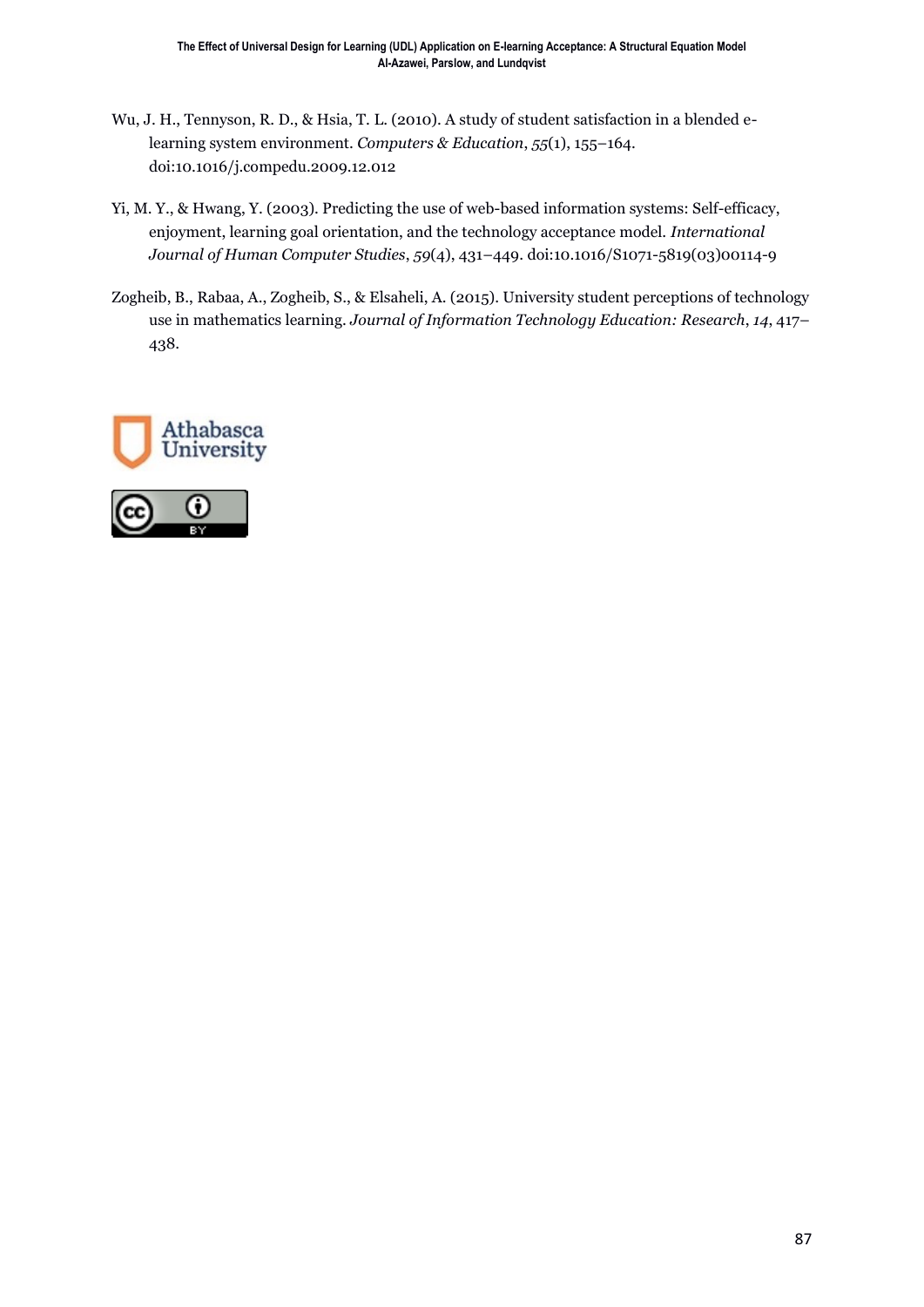Wu, J. H., Tennyson, R. D., & Hsia, T. L. (2010). A study of student satisfaction in a blended e-learning system environment. *Computers & Education*, *55*(1), 155–164. doi:10.1016/j.compedu.2009.12.012

Yi, M. Y., & Hwang, Y. (2003). Predicting the use of web-based information systems: Self-efficacy, enjoyment, learning goal orientation, and the technology acceptance model. *International Journal of Human Computer Studies*, *59*(4), 431–449. doi:10.1016/S1071-5819(03)00114-9

Zogheib, B., Rabaa, A., Zogheib, S., & Elsaheli, A. (2015). University student perceptions of technology use in mathematics learning. *Journal of Information Technology Education: Research*, *14*, 417–438.